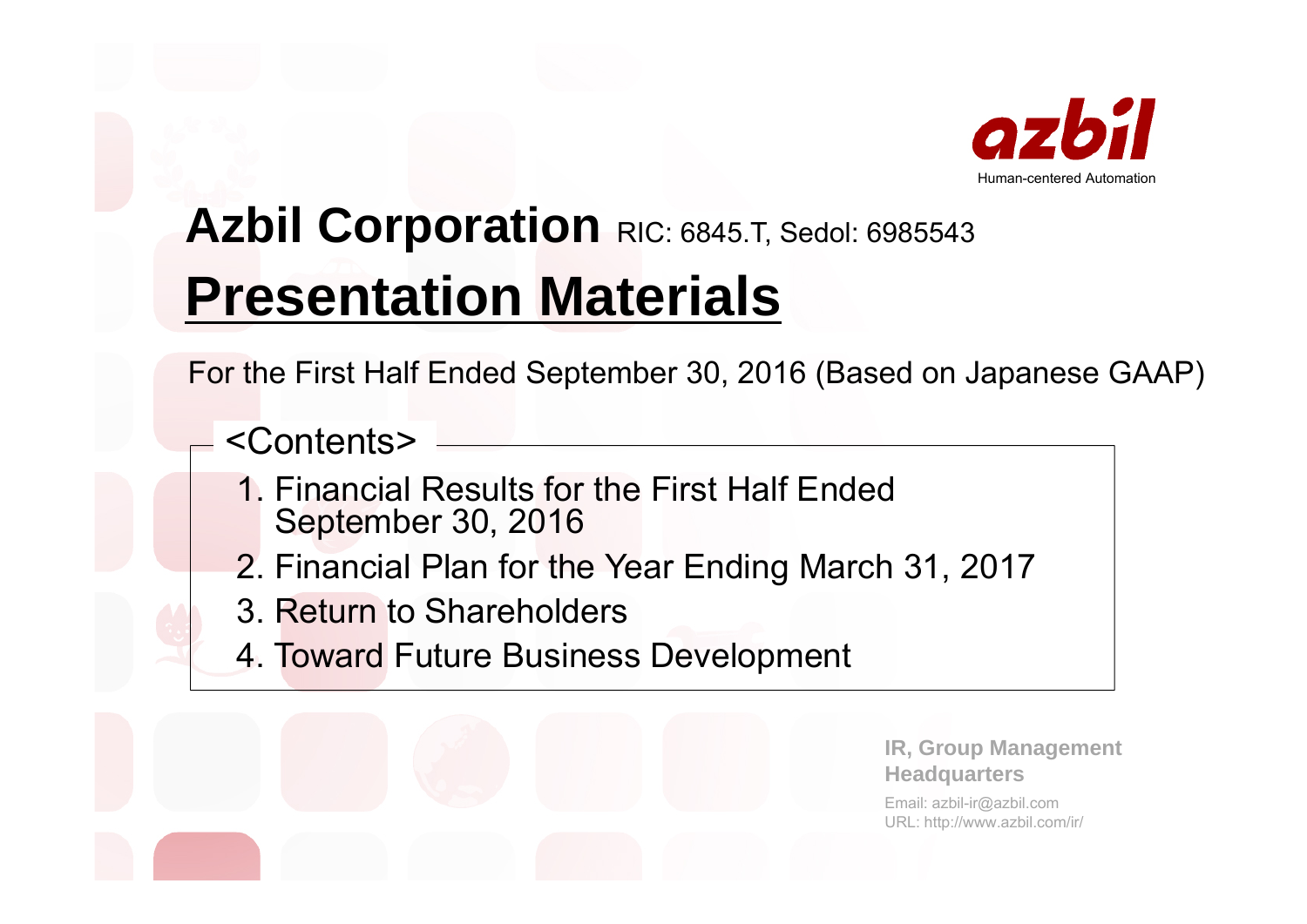azbil

Human-centered Automation

# Azbil Corporation RIC: 6845.T, Sedol: 6985543

# Presentation Materials

For the First Half Ended September 30, 2016 (Based on Japanese GAAP)

<Contents>

1. Financial Results for the First Half Ended September 30, 2016
2. Financial Plan for the Year Ending March 31, 2017
3. Return to Shareholders
4. Toward Future Business Development

**IR, Group Management Headquarters**

Email: azbil-ir@azbil.com
URL: http://www.azbil.com/ir/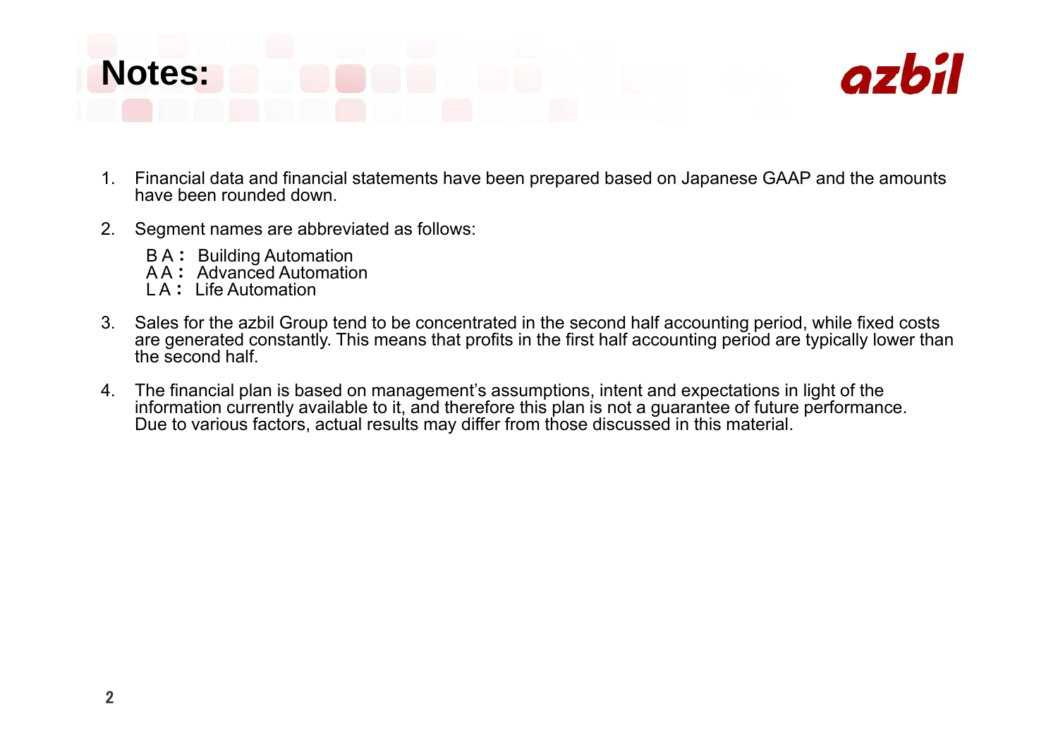# Notes:

1. Financial data and financial statements have been prepared based on Japanese GAAP and the amounts have been rounded down.

2. Segment names are abbreviated as follows:

   B A： Building Automation
   A A： Advanced Automation
   L A： Life Automation

3. Sales for the azbil Group tend to be concentrated in the second half accounting period, while fixed costs are generated constantly. This means that profits in the first half accounting period are typically lower than the second half.

4. The financial plan is based on management's assumptions, intent and expectations in light of the information currently available to it, and therefore this plan is not a guarantee of future performance. Due to various factors, actual results may differ from those discussed in this material.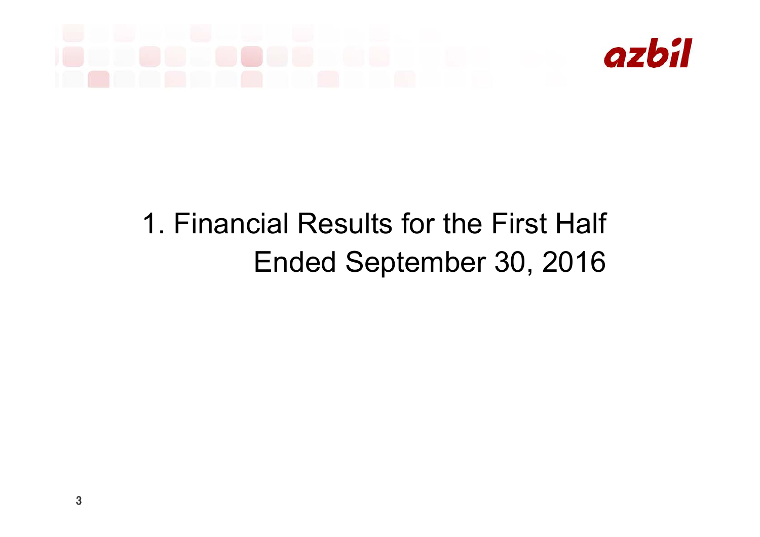# 1. Financial Results for the First Half Ended September 30, 2016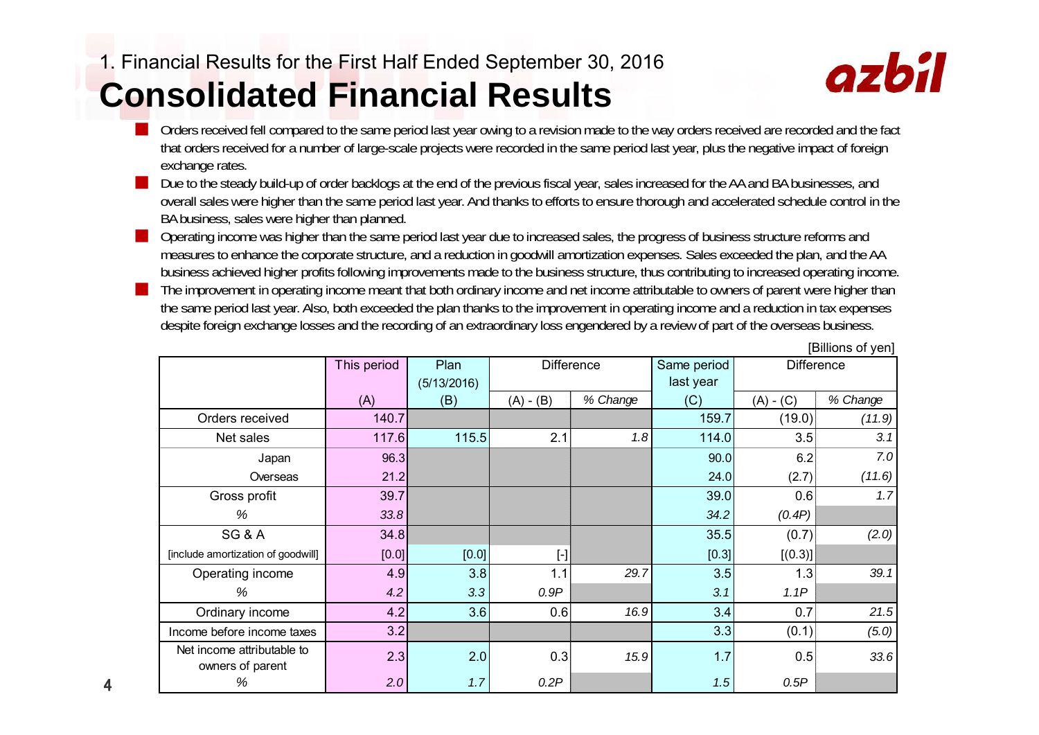1. Financial Results for the First Half Ended September 30, 2016

# Consolidated Financial Results

- Orders received fell compared to the same period last year owing to a revision made to the way orders received are recorded and the fact that orders received for a number of large-scale projects were recorded in the same period last year, plus the negative impact of foreign exchange rates.
- Due to the steady build-up of order backlogs at the end of the previous fiscal year, sales increased for the AA and BA businesses, and overall sales were higher than the same period last year. And thanks to efforts to ensure thorough and accelerated schedule control in the BA business, sales were higher than planned.
- Operating income was higher than the same period last year due to increased sales, the progress of business structure reforms and measures to enhance the corporate structure, and a reduction in goodwill amortization expenses. Sales exceeded the plan, and the AA business achieved higher profits following improvements made to the business structure, thus contributing to increased operating income.
- The improvement in operating income meant that both ordinary income and net income attributable to owners of parent were higher than the same period last year. Also, both exceeded the plan thanks to the improvement in operating income and a reduction in tax expenses despite foreign exchange losses and the recording of an extraordinary loss engendered by a review of part of the overseas business.

[Billions of yen]

| | This period | Plan (5/13/2016) | Difference | | Same period last year | Difference | |
|---|---|---|---|---|---|---|---|
| | (A) | (B) | (A) - (B) | *% Change* | (C) | (A) - (C) | *% Change* |
| Orders received | 140.7 | | | | 159.7 | (19.0) | *(11.9)* |
| Net sales | 117.6 | 115.5 | 2.1 | *1.8* | 114.0 | 3.5 | *3.1* |
| Japan | 96.3 | | | | 90.0 | 6.2 | *7.0* |
| Overseas | 21.2 | | | | 24.0 | (2.7) | *(11.6)* |
| Gross profit | 39.7 | | | | 39.0 | 0.6 | *1.7* |
| *%* | *33.8* | | | | *34.2* | *(0.4P)* | |
| SG & A | 34.8 | | | | 35.5 | (0.7) | *(2.0)* |
| [include amortization of goodwill] | [0.0] | [0.0] | [-] | | [0.3] | [(0.3)] | |
| Operating income | 4.9 | 3.8 | 1.1 | *29.7* | 3.5 | 1.3 | *39.1* |
| *%* | *4.2* | *3.3* | *0.9P* | | *3.1* | *1.1P* | |
| Ordinary income | 4.2 | 3.6 | 0.6 | *16.9* | 3.4 | 0.7 | *21.5* |
| Income before income taxes | 3.2 | | | | 3.3 | (0.1) | *(5.0)* |
| Net income attributable to owners of parent | 2.3 | 2.0 | 0.3 | *15.9* | 1.7 | 0.5 | *33.6* |
| *%* | *2.0* | *1.7* | *0.2P* | | *1.5* | *0.5P* | |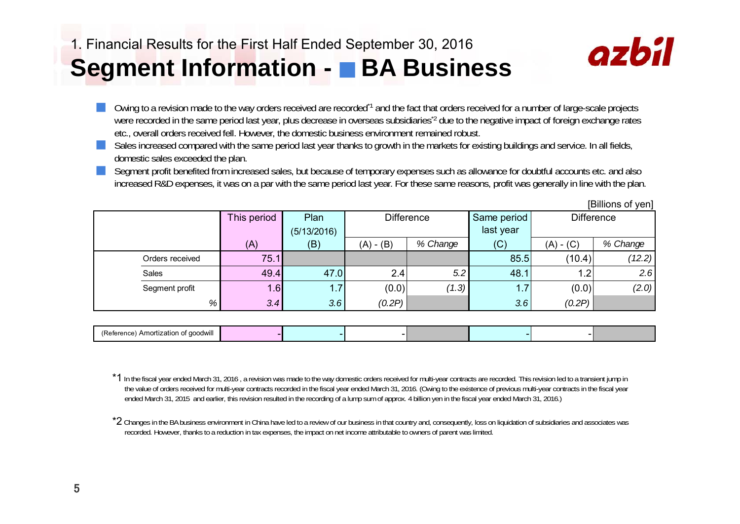1. Financial Results for the First Half Ended September 30, 2016

# Segment Information - ■ BA Business

- Owing to a revision made to the way orders received are recorded[*1] and the fact that orders received for a number of large-scale projects were recorded in the same period last year, plus decrease in overseas subsidiaries[*2] due to the negative impact of foreign exchange rates etc., overall orders received fell. However, the domestic business environment remained robust.
- Sales increased compared with the same period last year thanks to growth in the markets for existing buildings and service. In all fields, domestic sales exceeded the plan.
- Segment profit benefited from increased sales, but because of temporary expenses such as allowance for doubtful accounts etc. and also increased R&D expenses, it was on a par with the same period last year. For these same reasons, profit was generally in line with the plan.

[Billions of yen]

| | This period (A) | Plan (5/13/2016) (B) | Difference (A) - (B) | Difference % Change | Same period last year (C) | Difference (A) - (C) | Difference % Change |
|---|---|---|---|---|---|---|---|
| Orders received | 75.1 | | | | 85.5 | (10.4) | *(12.2)* |
| Sales | 49.4 | 47.0 | 2.4 | *5.2* | 48.1 | 1.2 | *2.6* |
| Segment profit | 1.6 | 1.7 | (0.0) | *(1.3)* | 1.7 | (0.0) | *(2.0)* |
| *%* | *3.4* | *3.6* | *(0.2P)* | | *3.6* | *(0.2P)* | |

| | | | | | | | |
|---|---|---|---|---|---|---|---|
| (Reference) Amortization of goodwill | - | - | - | | - | - | |

*1 In the fiscal year ended March 31, 2016 , a revision was made to the way domestic orders received for multi-year contracts are recorded. This revision led to a transient jump in the value of orders received for multi-year contracts recorded in the fiscal year ended March 31, 2016. (Owing to the existence of previous multi-year contracts in the fiscal year ended March 31, 2015 and earlier, this revision resulted in the recording of a lump sum of approx. 4 billion yen in the fiscal year ended March 31, 2016.)

*2 Changes in the BA business environment in China have led to a review of our business in that country and, consequently, loss on liquidation of subsidiaries and associates was recorded. However, thanks to a reduction in tax expenses, the impact on net income attributable to owners of parent was limited.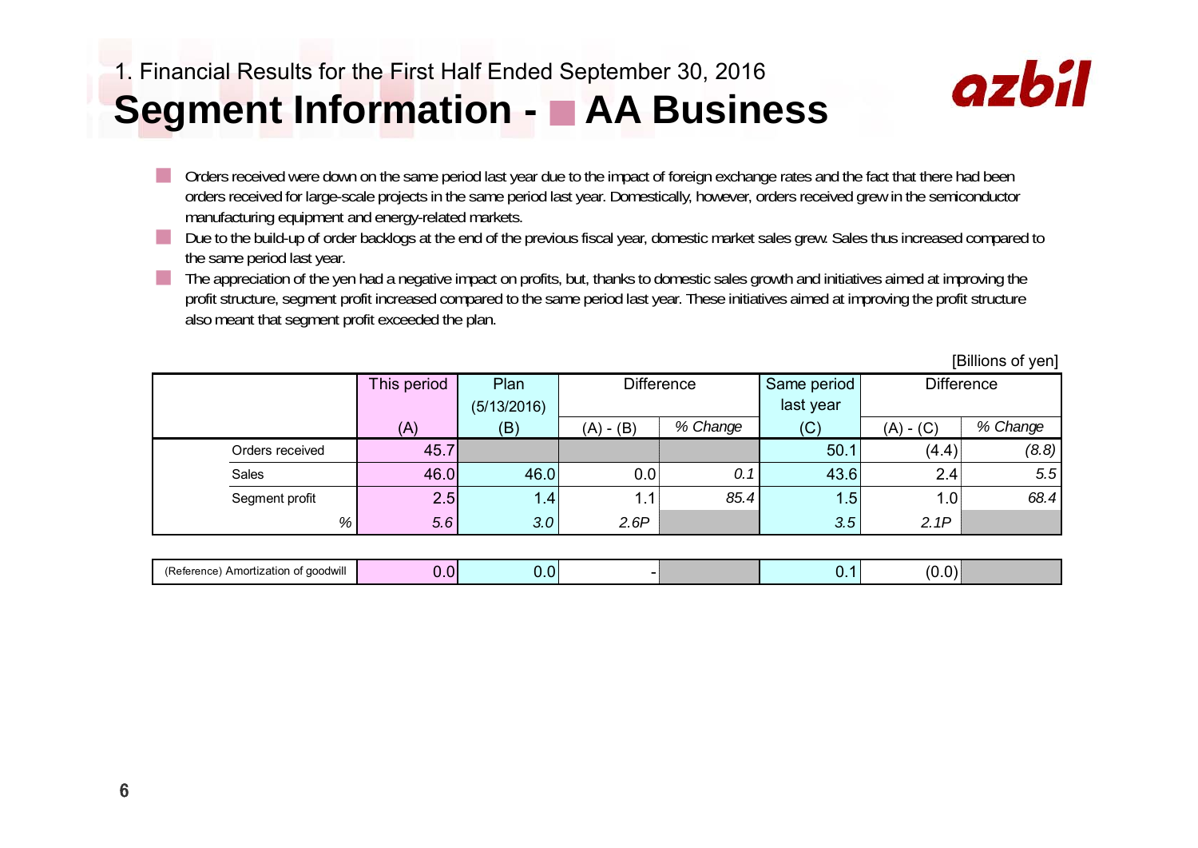1. Financial Results for the First Half Ended September 30, 2016

# Segment Information - ■ AA Business

azbil

- Orders received were down on the same period last year due to the impact of foreign exchange rates and the fact that there had been orders received for large-scale projects in the same period last year. Domestically, however, orders received grew in the semiconductor manufacturing equipment and energy-related markets.
- Due to the build-up of order backlogs at the end of the previous fiscal year, domestic market sales grew. Sales thus increased compared to the same period last year.
- The appreciation of the yen had a negative impact on profits, but, thanks to domestic sales growth and initiatives aimed at improving the profit structure, segment profit increased compared to the same period last year. These initiatives aimed at improving the profit structure also meant that segment profit exceeded the plan.

[Billions of yen]

| | This period (A) | Plan (5/13/2016) (B) | Difference | | Same period last year (C) | Difference | |
|---|---|---|---|---|---|---|---|
| | | | (A) - (B) | *% Change* | | (A) - (C) | *% Change* |
| Orders received | 45.7 | | | | 50.1 | (4.4) | *(8.8)* |
| Sales | 46.0 | 46.0 | 0.0 | *0.1* | 43.6 | 2.4 | *5.5* |
| Segment profit | 2.5 | 1.4 | 1.1 | *85.4* | 1.5 | 1.0 | *68.4* |
| *%* | *5.6* | *3.0* | *2.6P* | | *3.5* | *2.1P* | |

| | | | | | | | |
|---|---|---|---|---|---|---|---|
| (Reference) Amortization of goodwill | 0.0 | 0.0 | - | | 0.1 | (0.0) | |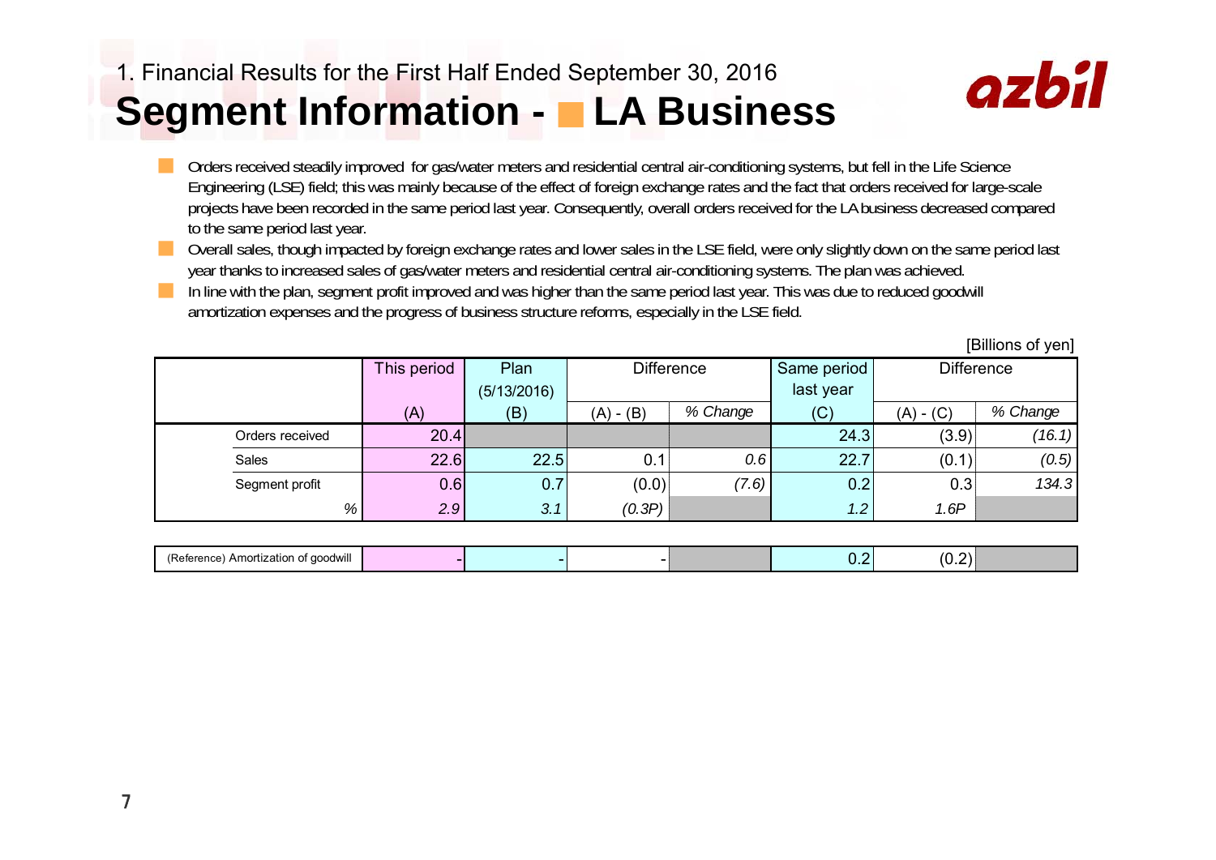1. Financial Results for the First Half Ended September 30, 2016

# Segment Information - ■ LA Business

- Orders received steadily improved for gas/water meters and residential central air-conditioning systems, but fell in the Life Science Engineering (LSE) field; this was mainly because of the effect of foreign exchange rates and the fact that orders received for large-scale projects have been recorded in the same period last year. Consequently, overall orders received for the LA business decreased compared to the same period last year.
- Overall sales, though impacted by foreign exchange rates and lower sales in the LSE field, were only slightly down on the same period last year thanks to increased sales of gas/water meters and residential central air-conditioning systems. The plan was achieved.
- In line with the plan, segment profit improved and was higher than the same period last year. This was due to reduced goodwill amortization expenses and the progress of business structure reforms, especially in the LSE field.

[Billions of yen]

| | This period | Plan (5/13/2016) | Difference | | Same period last year | Difference | |
|---|---|---|---|---|---|---|---|
| | (A) | (B) | (A) - (B) | *% Change* | (C) | (A) - (C) | *% Change* |
| Orders received | 20.4 | | | | 24.3 | (3.9) | *(16.1)* |
| Sales | 22.6 | 22.5 | 0.1 | *0.6* | 22.7 | (0.1) | *(0.5)* |
| Segment profit | 0.6 | 0.7 | (0.0) | *(7.6)* | 0.2 | 0.3 | *134.3* |
| *%* | *2.9* | *3.1* | *(0.3P)* | | *1.2* | *1.6P* | |

| | | | | | | | |
|---|---|---|---|---|---|---|---|
| (Reference) Amortization of goodwill | - | - | - | | 0.2 | (0.2) | |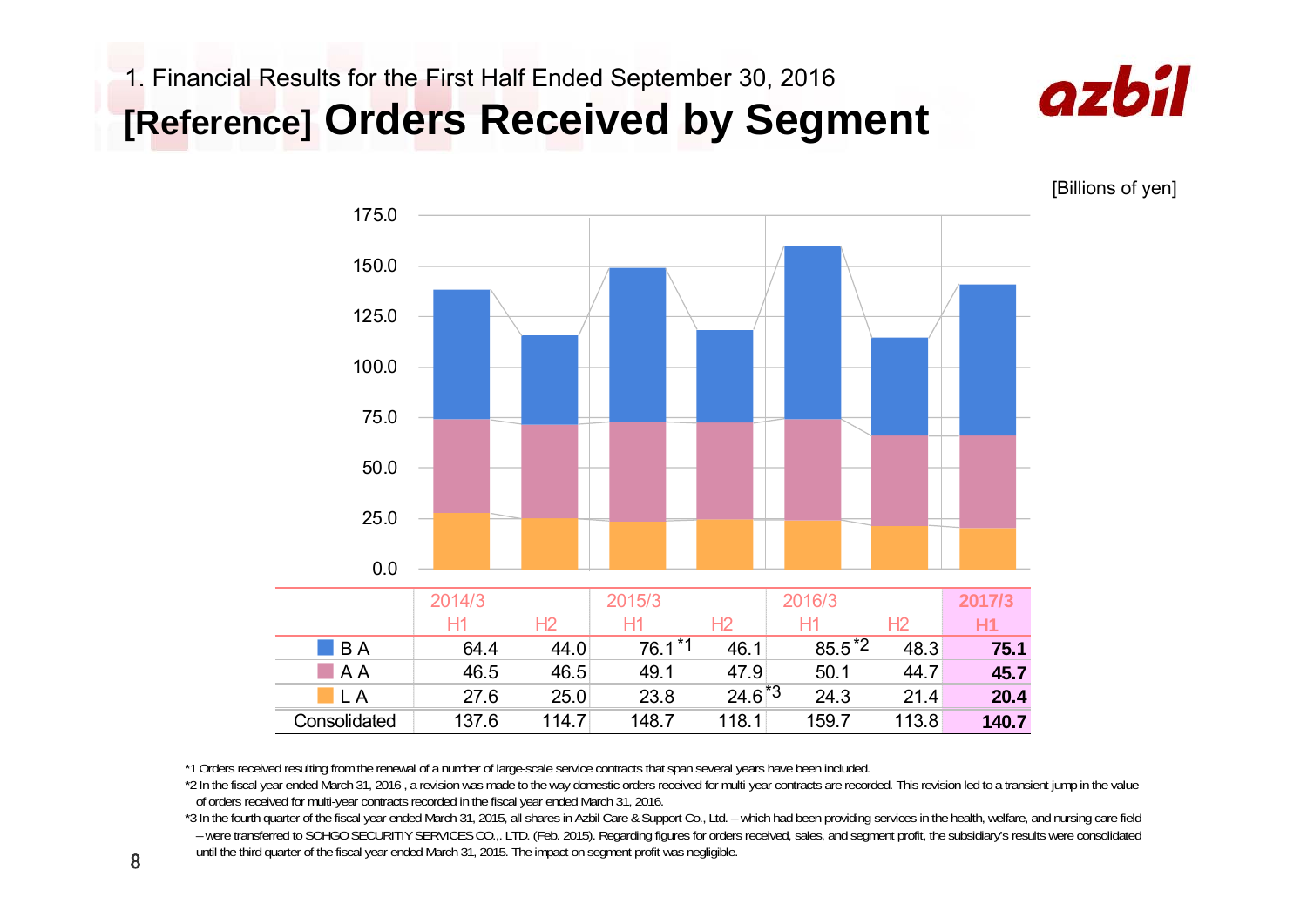1. Financial Results for the First Half Ended September 30, 2016

# [Reference] Orders Received by Segment

[Billions of yen]

175.0
150.0
125.0
100.0
75.0
50.0
25.0
0.0

| | 2014/3 H1 | 2014/3 H2 | 2015/3 H1 | 2015/3 H2 | 2016/3 H1 | 2016/3 H2 | **2017/3 H1** |
|---|---|---|---|---|---|---|---|
| BA | 64.4 | 44.0 | 76.1 *1 | 46.1 | 85.5 *2 | 48.3 | **75.1** |
| AA | 46.5 | 46.5 | 49.1 | 47.9 | 50.1 | 44.7 | **45.7** |
| LA | 27.6 | 25.0 | 23.8 | 24.6 *3 | 24.3 | 21.4 | **20.4** |
| Consolidated | 137.6 | 114.7 | 148.7 | 118.1 | 159.7 | 113.8 | **140.7** |

*1 Orders received resulting from the renewal of a number of large-scale service contracts that span several years have been included.

*2 In the fiscal year ended March 31, 2016 , a revision was made to the way domestic orders received for multi-year contracts are recorded. This revision led to a transient jump in the value of orders received for multi-year contracts recorded in the fiscal year ended March 31, 2016.

*3 In the fourth quarter of the fiscal year ended March 31, 2015, all shares in Azbil Care & Support Co., Ltd. – which had been providing services in the health, welfare, and nursing care field – were transferred to SOHGO SECURITIY SERVICES CO.,. LTD. (Feb. 2015). Regarding figures for orders received, sales, and segment profit, the subsidiary's results were consolidated until the third quarter of the fiscal year ended March 31, 2015. The impact on segment profit was negligible.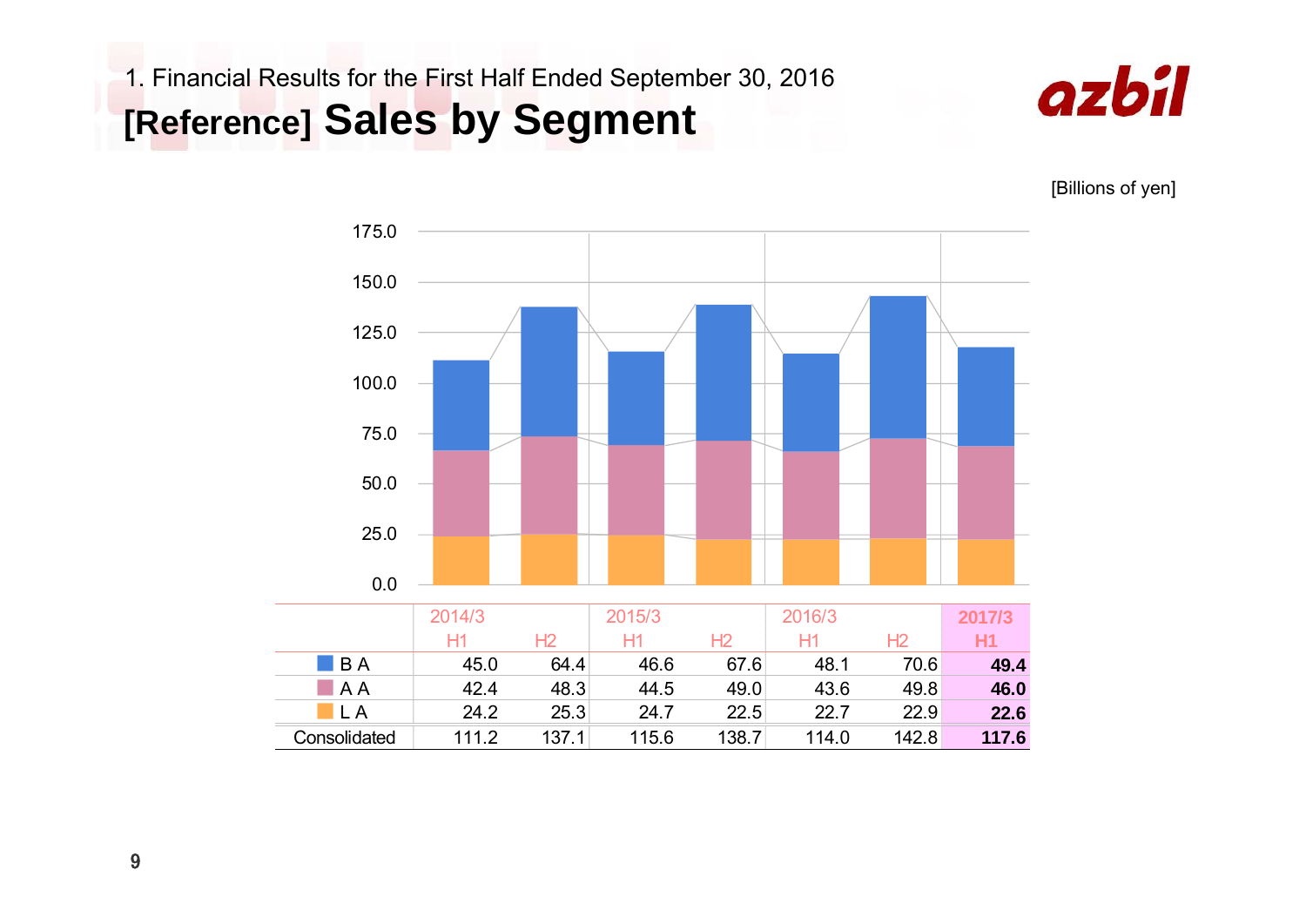1. Financial Results for the First Half Ended September 30, 2016

# [Reference] Sales by Segment

[Billions of yen]

175.0
150.0
125.0
100.0
75.0
50.0
25.0
0.0

| | 2014/3 | | 2015/3 | | 2016/3 | | **2017/3** |
|---|---|---|---|---|---|---|---|
| | H1 | H2 | H1 | H2 | H1 | H2 | **H1** |
| B A | 45.0 | 64.4 | 46.6 | 67.6 | 48.1 | 70.6 | **49.4** |
| A A | 42.4 | 48.3 | 44.5 | 49.0 | 43.6 | 49.8 | **46.0** |
| L A | 24.2 | 25.3 | 24.7 | 22.5 | 22.7 | 22.9 | **22.6** |
| Consolidated | 111.2 | 137.1 | 115.6 | 138.7 | 114.0 | 142.8 | **117.6** |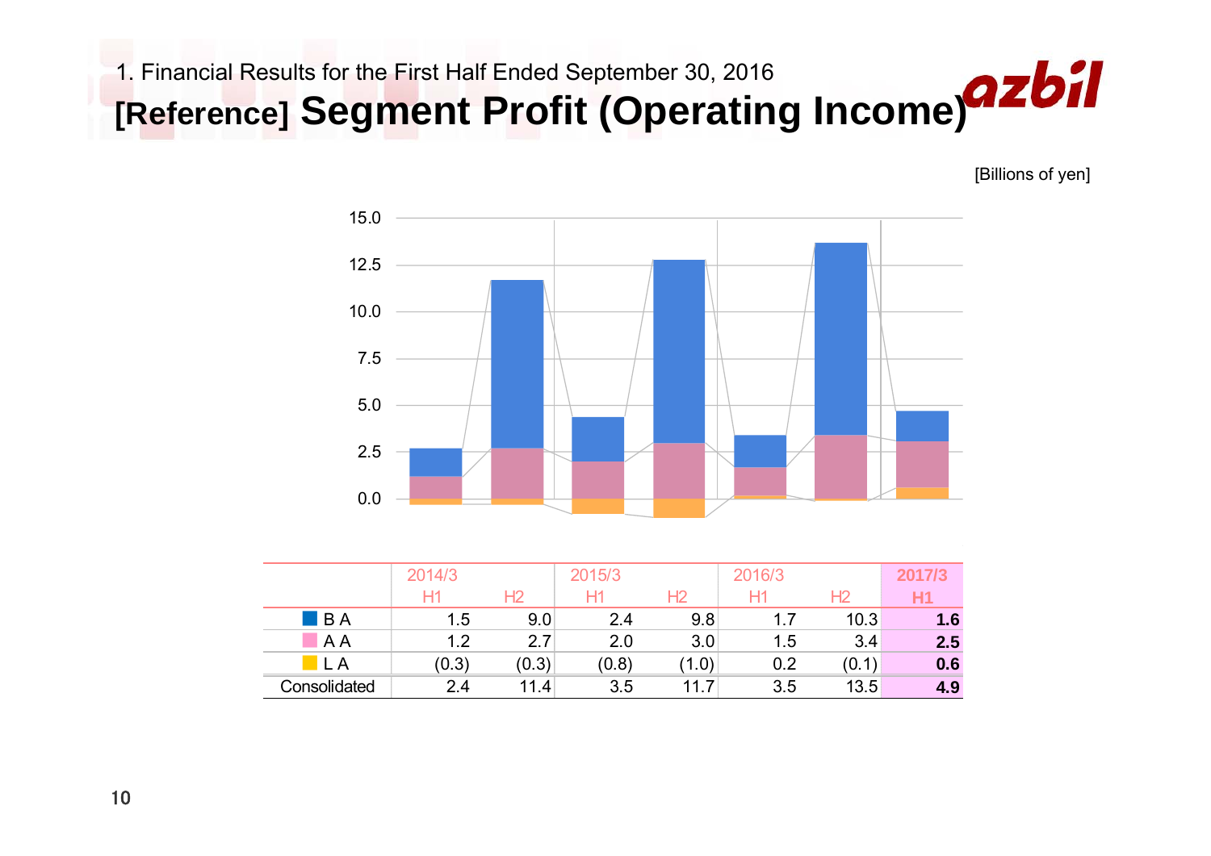1. Financial Results for the First Half Ended September 30, 2016

# [Reference] Segment Profit (Operating Income)

azbil

[Billions of yen]

15.0
12.5
10.0
7.5
5.0
2.5
0.0

| | 2014/3 | | 2015/3 | | 2016/3 | | 2017/3 |
|---|---|---|---|---|---|---|---|
| | H1 | H2 | H1 | H2 | H1 | H2 | H1 |
| B A | 1.5 | 9.0 | 2.4 | 9.8 | 1.7 | 10.3 | **1.6** |
| A A | 1.2 | 2.7 | 2.0 | 3.0 | 1.5 | 3.4 | **2.5** |
| L A | (0.3) | (0.3) | (0.8) | (1.0) | 0.2 | (0.1) | **0.6** |
| Consolidated | 2.4 | 11.4 | 3.5 | 11.7 | 3.5 | 13.5 | **4.9** |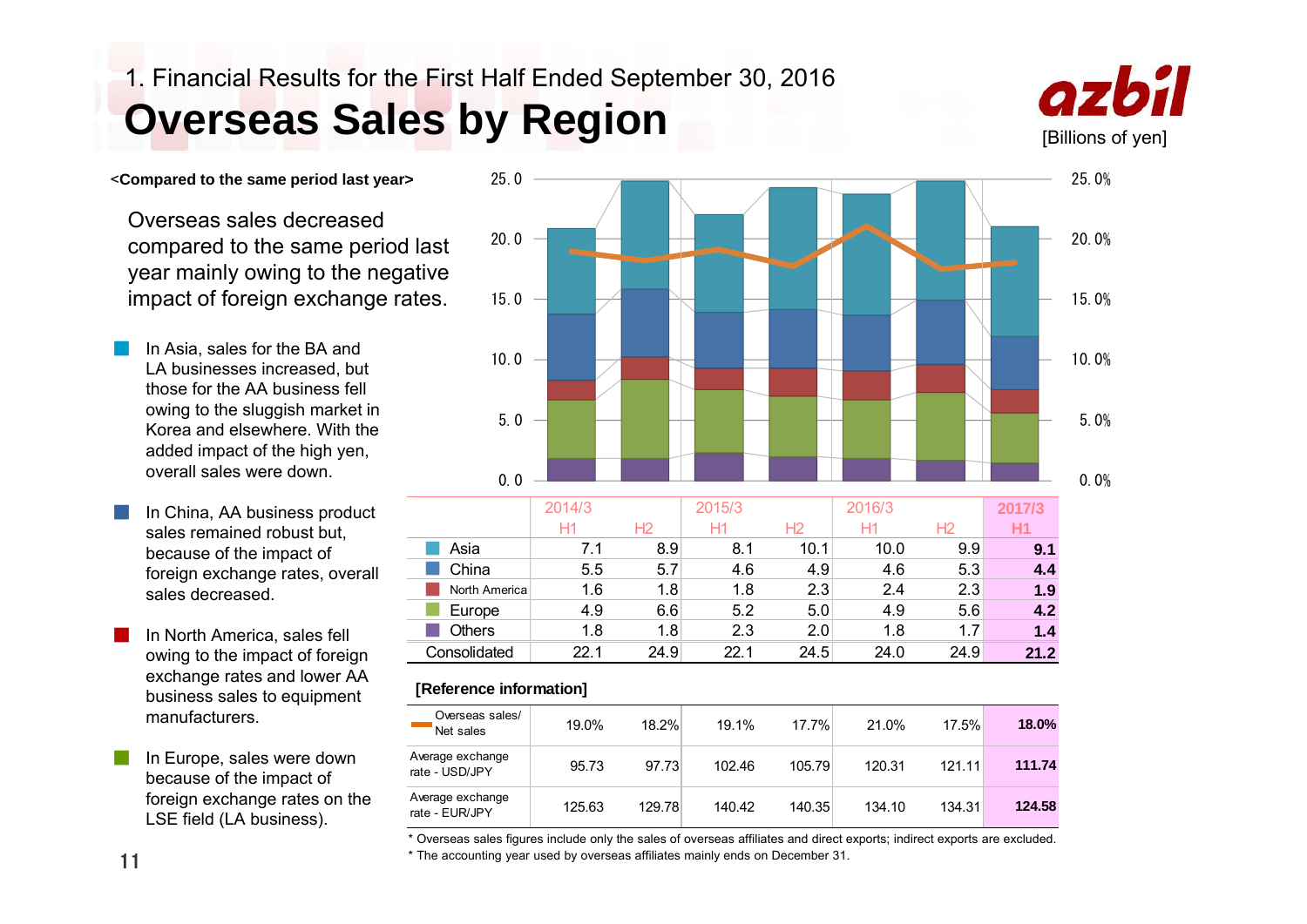1. Financial Results for the First Half Ended September 30, 2016

# Overseas Sales by Region

[Billions of yen]

**<Compared to the same period last year>**

Overseas sales decreased compared to the same period last year mainly owing to the negative impact of foreign exchange rates.

- In Asia, sales for the BA and LA businesses increased, but those for the AA business fell owing to the sluggish market in Korea and elsewhere. With the added impact of the high yen, overall sales were down.
- In China, AA business product sales remained robust but, because of the impact of foreign exchange rates, overall sales decreased.
- In North America, sales fell owing to the impact of foreign exchange rates and lower AA business sales to equipment manufacturers.
- In Europe, sales were down because of the impact of foreign exchange rates on the LSE field (LA business).

25.0
20.0
15.0
10.0
5.0
0.0

25.0%
20.0%
15.0%
10.0%
5.0%
0.0%

| | 2014/3 H1 | 2014/3 H2 | 2015/3 H1 | 2015/3 H2 | 2016/3 H1 | 2016/3 H2 | **2017/3 H1** |
|---|---|---|---|---|---|---|---|
| Asia | 7.1 | 8.9 | 8.1 | 10.1 | 10.0 | 9.9 | **9.1** |
| China | 5.5 | 5.7 | 4.6 | 4.9 | 4.6 | 5.3 | **4.4** |
| North America | 1.6 | 1.8 | 1.8 | 2.3 | 2.4 | 2.3 | **1.9** |
| Europe | 4.9 | 6.6 | 5.2 | 5.0 | 4.9 | 5.6 | **4.2** |
| Others | 1.8 | 1.8 | 2.3 | 2.0 | 1.8 | 1.7 | **1.4** |
| Consolidated | 22.1 | 24.9 | 22.1 | 24.5 | 24.0 | 24.9 | **21.2** |

**[Reference information]**

| | | | | | | | |
|---|---|---|---|---|---|---|---|
| Overseas sales/ Net sales | 19.0% | 18.2% | 19.1% | 17.7% | 21.0% | 17.5% | **18.0%** |
| Average exchange rate - USD/JPY | 95.73 | 97.73 | 102.46 | 105.79 | 120.31 | 121.11 | **111.74** |
| Average exchange rate - EUR/JPY | 125.63 | 129.78 | 140.42 | 140.35 | 134.10 | 134.31 | **124.58** |

* Overseas sales figures include only the sales of overseas affiliates and direct exports; indirect exports are excluded.
* The accounting year used by overseas affiliates mainly ends on December 31.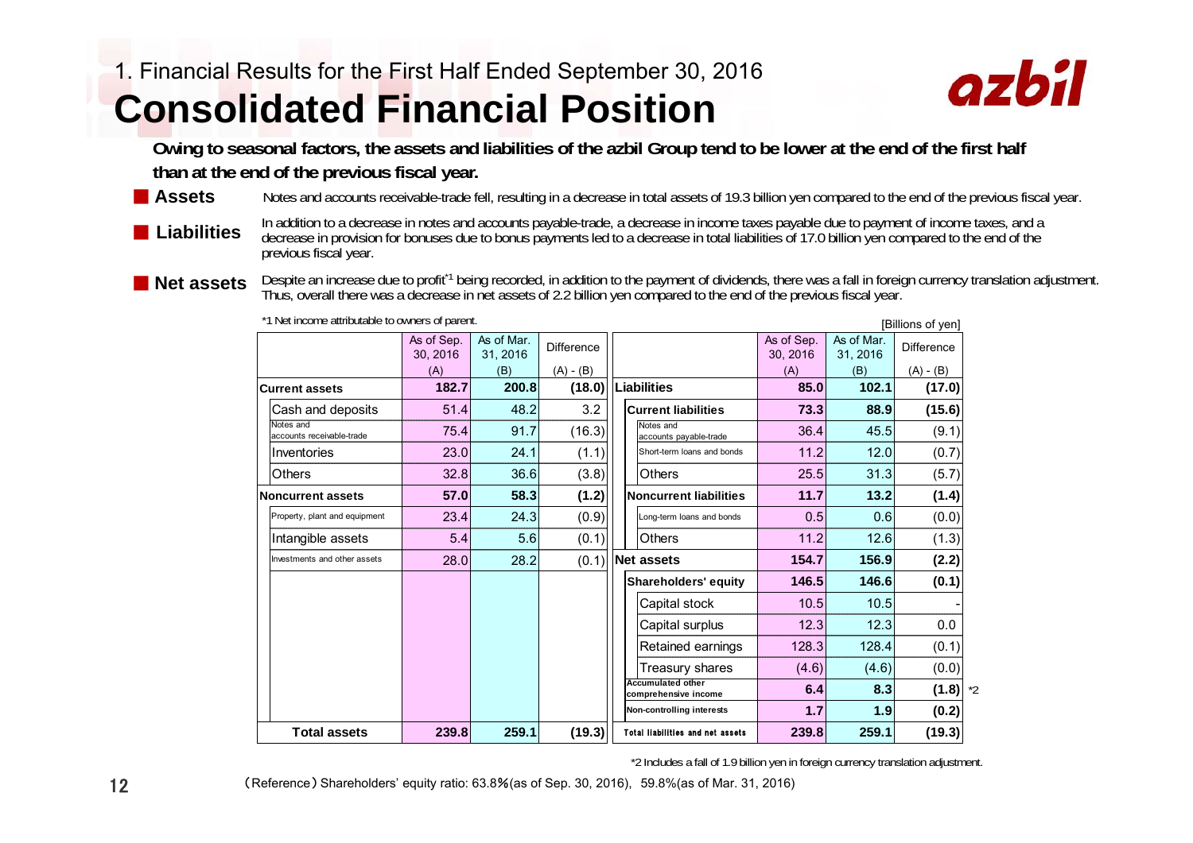1. Financial Results for the First Half Ended September 30, 2016

# Consolidated Financial Position

**Owing to seasonal factors, the assets and liabilities of the azbil Group tend to be lower at the end of the first half than at the end of the previous fiscal year.**

- **Assets** — Notes and accounts receivable-trade fell, resulting in a decrease in total assets of 19.3 billion yen compared to the end of the previous fiscal year.
- **Liabilities** — In addition to a decrease in notes and accounts payable-trade, a decrease in income taxes payable due to payment of income taxes, and a decrease in provision for bonuses due to bonus payments led to a decrease in total liabilities of 17.0 billion yen compared to the end of the previous fiscal year.
- **Net assets** — Despite an increase due to profit[*1] being recorded, in addition to the payment of dividends, there was a fall in foreign currency translation adjustment. Thus, overall there was a decrease in net assets of 2.2 billion yen compared to the end of the previous fiscal year.

*1 Net income attributable to owners of parent.

[Billions of yen]

| | As of Sep. 30, 2016 (A) | As of Mar. 31, 2016 (B) | Difference (A) - (B) | | As of Sep. 30, 2016 (A) | As of Mar. 31, 2016 (B) | Difference (A) - (B) |
|---|---|---|---|---|---|---|---|
| **Current assets** | **182.7** | **200.8** | **(18.0)** | **Liabilities** | **85.0** | **102.1** | **(17.0)** |
| Cash and deposits | 51.4 | 48.2 | 3.2 | **Current liabilities** | **73.3** | **88.9** | **(15.6)** |
| Notes and accounts receivable-trade | 75.4 | 91.7 | (16.3) | Notes and accounts payable-trade | 36.4 | 45.5 | (9.1) |
| Inventories | 23.0 | 24.1 | (1.1) | Short-term loans and bonds | 11.2 | 12.0 | (0.7) |
| Others | 32.8 | 36.6 | (3.8) | Others | 25.5 | 31.3 | (5.7) |
| **Noncurrent assets** | **57.0** | **58.3** | **(1.2)** | **Noncurrent liabilities** | **11.7** | **13.2** | **(1.4)** |
| Property, plant and equipment | 23.4 | 24.3 | (0.9) | Long-term loans and bonds | 0.5 | 0.6 | (0.0) |
| Intangible assets | 5.4 | 5.6 | (0.1) | Others | 11.2 | 12.6 | (1.3) |
| Investments and other assets | 28.0 | 28.2 | (0.1) | **Net assets** | **154.7** | **156.9** | **(2.2)** |
| | | | | **Shareholders' equity** | **146.5** | **146.6** | **(0.1)** |
| | | | | Capital stock | 10.5 | 10.5 | - |
| | | | | Capital surplus | 12.3 | 12.3 | 0.0 |
| | | | | Retained earnings | 128.3 | 128.4 | (0.1) |
| | | | | Treasury shares | (4.6) | (4.6) | (0.0) |
| | | | | **Accumulated other comprehensive income** | **6.4** | **8.3** | **(1.8)** *2 |
| | | | | **Non-controlling interests** | **1.7** | **1.9** | **(0.2)** |
| **Total assets** | **239.8** | **259.1** | **(19.3)** | **Total liabilities and net assets** | **239.8** | **259.1** | **(19.3)** |

*2 Includes a fall of 1.9 billion yen in foreign currency translation adjustment.

（Reference）Shareholders' equity ratio: 63.8%(as of Sep. 30, 2016), 59.8%(as of Mar. 31, 2016)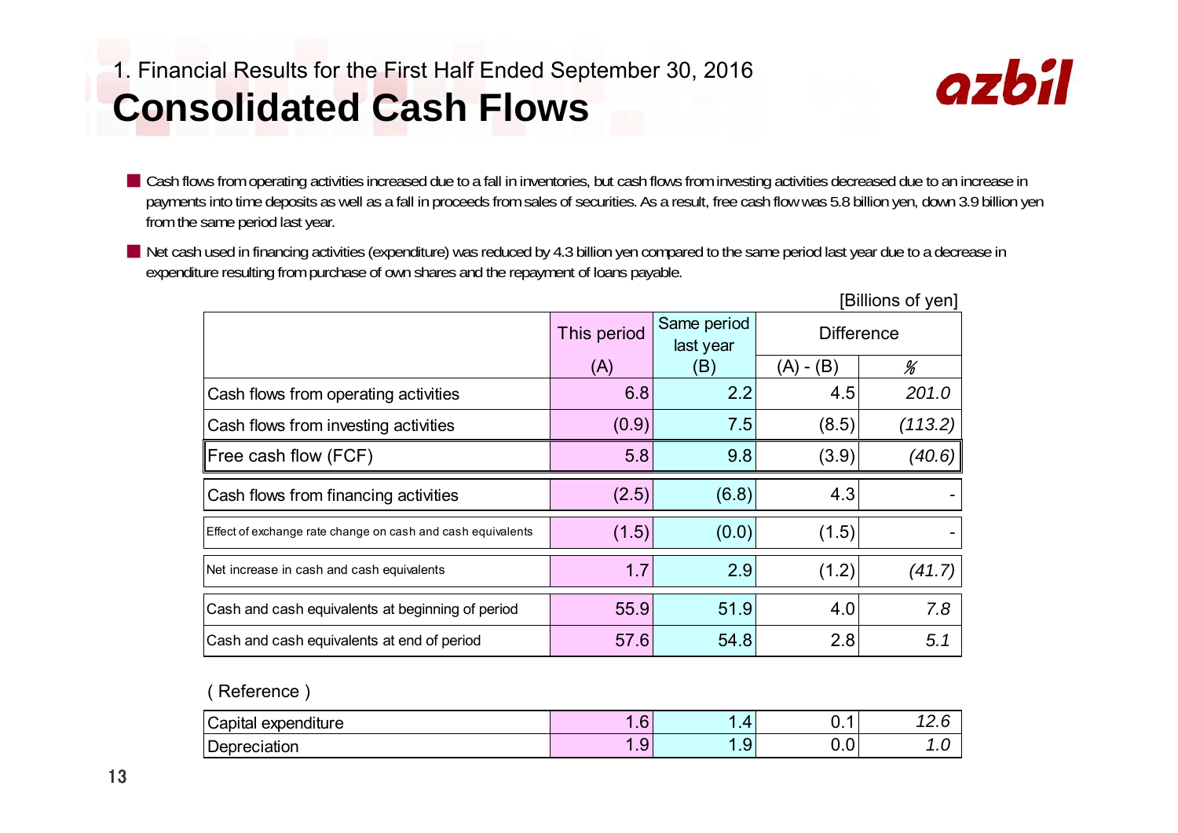1. Financial Results for the First Half Ended September 30, 2016

# Consolidated Cash Flows

- Cash flows from operating activities increased due to a fall in inventories, but cash flows from investing activities decreased due to an increase in payments into time deposits as well as a fall in proceeds from sales of securities. As a result, free cash flow was 5.8 billion yen, down 3.9 billion yen from the same period last year.
- Net cash used in financing activities (expenditure) was reduced by 4.3 billion yen compared to the same period last year due to a decrease in expenditure resulting from purchase of own shares and the repayment of loans payable.

[Billions of yen]

| | This period (A) | Same period last year (B) | Difference (A) - (B) | % |
|---|---|---|---|---|
| Cash flows from operating activities | 6.8 | 2.2 | 4.5 | 201.0 |
| Cash flows from investing activities | (0.9) | 7.5 | (8.5) | (113.2) |
| Free cash flow (FCF) | 5.8 | 9.8 | (3.9) | (40.6) |
| Cash flows from financing activities | (2.5) | (6.8) | 4.3 | - |
| Effect of exchange rate change on cash and cash equivalents | (1.5) | (0.0) | (1.5) | - |
| Net increase in cash and cash equivalents | 1.7 | 2.9 | (1.2) | (41.7) |
| Cash and cash equivalents at beginning of period | 55.9 | 51.9 | 4.0 | 7.8 |
| Cash and cash equivalents at end of period | 57.6 | 54.8 | 2.8 | 5.1 |

( Reference )

| | | | | |
|---|---|---|---|---|
| Capital expenditure | 1.6 | 1.4 | 0.1 | 12.6 |
| Depreciation | 1.9 | 1.9 | 0.0 | 1.0 |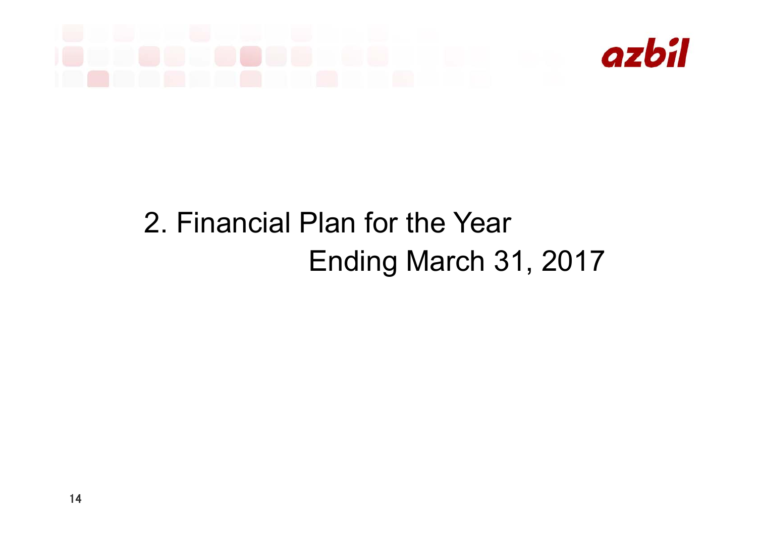# 2. Financial Plan for the Year Ending March 31, 2017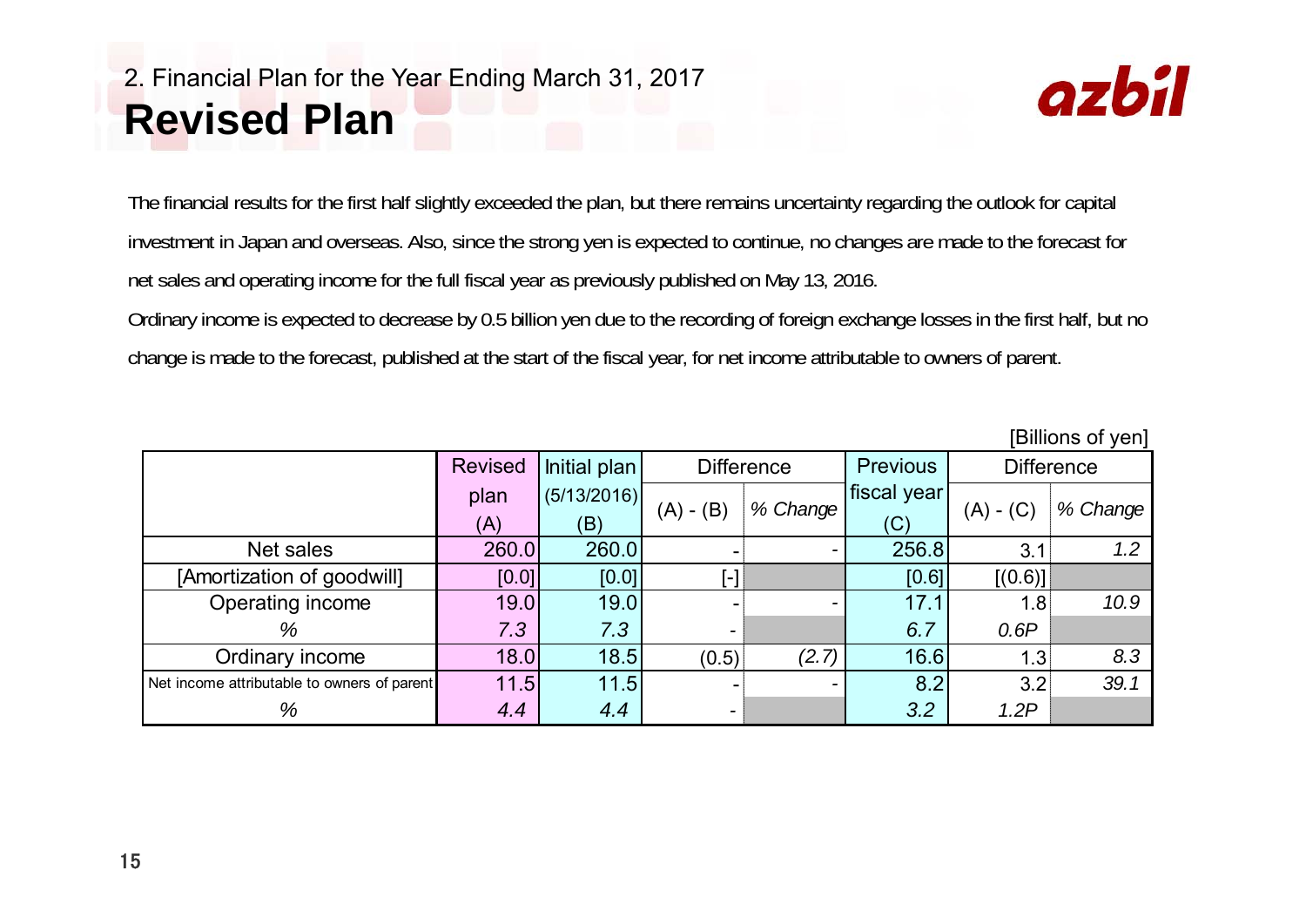## 2. Financial Plan for the Year Ending March 31, 2017

# Revised Plan

The financial results for the first half slightly exceeded the plan, but there remains uncertainty regarding the outlook for capital investment in Japan and overseas. Also, since the strong yen is expected to continue, no changes are made to the forecast for net sales and operating income for the full fiscal year as previously published on May 13, 2016.

Ordinary income is expected to decrease by 0.5 billion yen due to the recording of foreign exchange losses in the first half, but no change is made to the forecast, published at the start of the fiscal year, for net income attributable to owners of parent.

[Billions of yen]

| | Revised plan (A) | Initial plan (5/13/2016) (B) | Difference | | Previous fiscal year (C) | Difference | |
|---|---|---|---|---|---|---|---|
| | | | (A) - (B) | *% Change* | | (A) - (C) | *% Change* |
| Net sales | 260.0 | 260.0 | - | - | 256.8 | 3.1 | *1.2* |
| [Amortization of goodwill] | [0.0] | [0.0] | [-] | | [0.6] | [(0.6)] | |
| Operating income | 19.0 | 19.0 | - | - | 17.1 | 1.8 | *10.9* |
| *%* | *7.3* | *7.3* | - | | *6.7* | *0.6P* | |
| Ordinary income | 18.0 | 18.5 | (0.5) | *(2.7)* | 16.6 | 1.3 | *8.3* |
| Net income attributable to owners of parent | 11.5 | 11.5 | - | - | 8.2 | 3.2 | *39.1* |
| *%* | *4.4* | *4.4* | - | | *3.2* | *1.2P* | |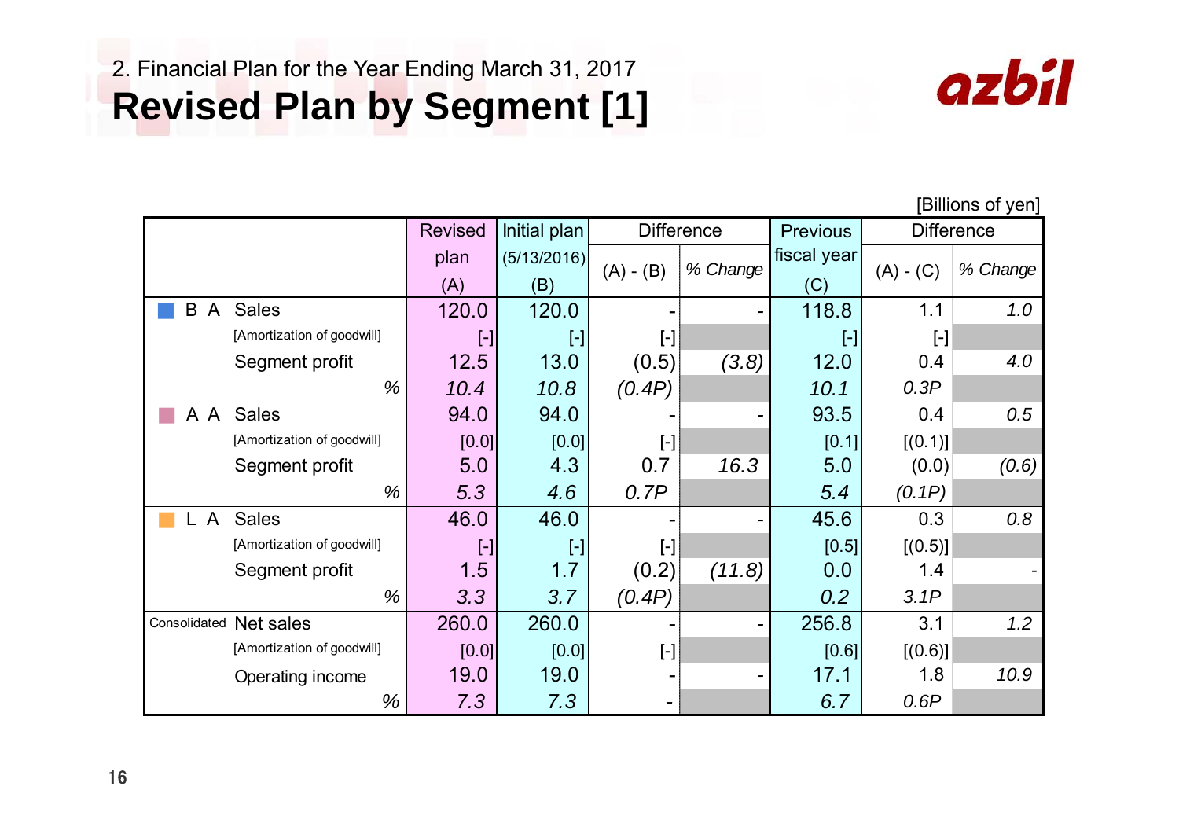2. Financial Plan for the Year Ending March 31, 2017

# Revised Plan by Segment [1]

azbil

[Billions of yen]

| | | Revised plan (A) | Initial plan (5/13/2016) (B) | Difference (A) - (B) | Difference % Change | Previous fiscal year (C) | Difference (A) - (C) | Difference % Change |
|---|---|---|---|---|---|---|---|---|
| B A | Sales | 120.0 | 120.0 | - | - | 118.8 | 1.1 | 1.0 |
| | [Amortization of goodwill] | [-] | [-] | [-] | | [-] | [-] | |
| | Segment profit | 12.5 | 13.0 | (0.5) | (3.8) | 12.0 | 0.4 | 4.0 |
| | % | 10.4 | 10.8 | (0.4P) | | 10.1 | 0.3P | |
| A A | Sales | 94.0 | 94.0 | - | - | 93.5 | 0.4 | 0.5 |
| | [Amortization of goodwill] | [0.0] | [0.0] | [-] | | [0.1] | [(0.1)] | |
| | Segment profit | 5.0 | 4.3 | 0.7 | 16.3 | 5.0 | (0.0) | (0.6) |
| | % | 5.3 | 4.6 | 0.7P | | 5.4 | (0.1P) | |
| L A | Sales | 46.0 | 46.0 | - | - | 45.6 | 0.3 | 0.8 |
| | [Amortization of goodwill] | [-] | [-] | [-] | | [0.5] | [(0.5)] | |
| | Segment profit | 1.5 | 1.7 | (0.2) | (11.8) | 0.0 | 1.4 | - |
| | % | 3.3 | 3.7 | (0.4P) | | 0.2 | 3.1P | |
| Consolidated | Net sales | 260.0 | 260.0 | - | - | 256.8 | 3.1 | 1.2 |
| | [Amortization of goodwill] | [0.0] | [0.0] | [-] | | [0.6] | [(0.6)] | |
| | Operating income | 19.0 | 19.0 | - | - | 17.1 | 1.8 | 10.9 |
| | % | 7.3 | 7.3 | - | | 6.7 | 0.6P | |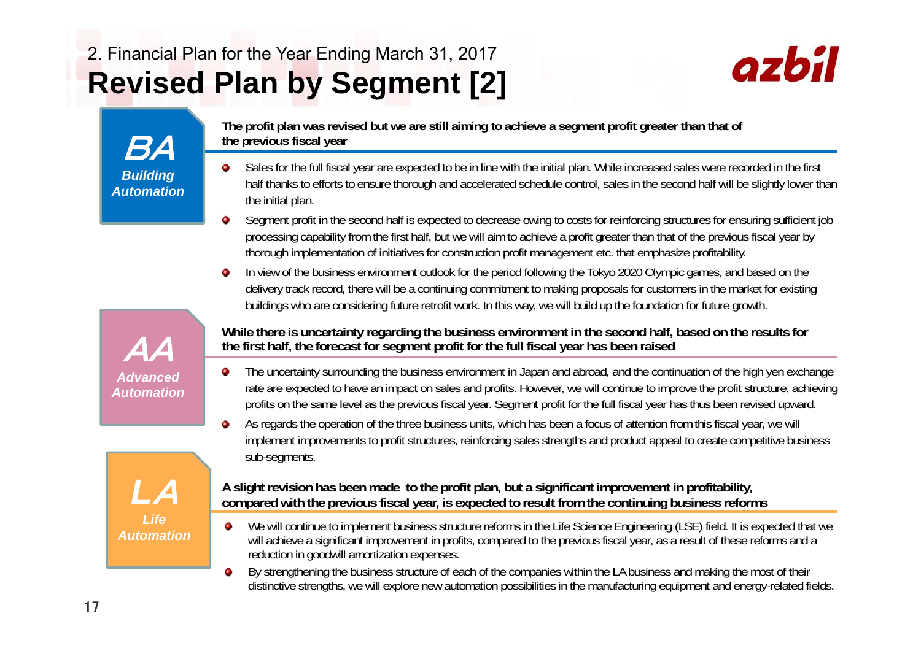2. Financial Plan for the Year Ending March 31, 2017

# Revised Plan by Segment [2]

## BA — *Building Automation*

**The profit plan was revised but we are still aiming to achieve a segment profit greater than that of the previous fiscal year**

- Sales for the full fiscal year are expected to be in line with the initial plan. While increased sales were recorded in the first half thanks to efforts to ensure thorough and accelerated schedule control, sales in the second half will be slightly lower than the initial plan.
- Segment profit in the second half is expected to decrease owing to costs for reinforcing structures for ensuring sufficient job processing capability from the first half, but we will aim to achieve a profit greater than that of the previous fiscal year by thorough implementation of initiatives for construction profit management etc. that emphasize profitability.
- In view of the business environment outlook for the period following the Tokyo 2020 Olympic games, and based on the delivery track record, there will be a continuing commitment to making proposals for customers in the market for existing buildings who are considering future retrofit work. In this way, we will build up the foundation for future growth.

## AA — *Advanced Automation*

**While there is uncertainty regarding the business environment in the second half, based on the results for the first half, the forecast for segment profit for the full fiscal year has been raised**

- The uncertainty surrounding the business environment in Japan and abroad, and the continuation of the high yen exchange rate are expected to have an impact on sales and profits. However, we will continue to improve the profit structure, achieving profits on the same level as the previous fiscal year. Segment profit for the full fiscal year has thus been revised upward.
- As regards the operation of the three business units, which has been a focus of attention from this fiscal year, we will implement improvements to profit structures, reinforcing sales strengths and product appeal to create competitive business sub-segments.

## LA — *Life Automation*

**A slight revision has been made to the profit plan, but a significant improvement in profitability, compared with the previous fiscal year, is expected to result from the continuing business reforms**

- We will continue to implement business structure reforms in the Life Science Engineering (LSE) field. It is expected that we will achieve a significant improvement in profits, compared to the previous fiscal year, as a result of these reforms and a reduction in goodwill amortization expenses.
- By strengthening the business structure of each of the companies within the LA business and making the most of their distinctive strengths, we will explore new automation possibilities in the manufacturing equipment and energy-related fields.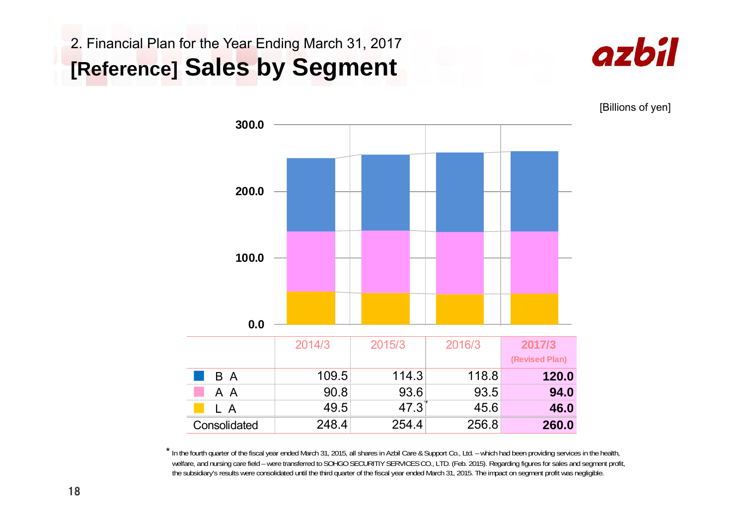## 2. Financial Plan for the Year Ending March 31, 2017

# [Reference] Sales by Segment

[Billions of yen]

300.0
200.0
100.0
0.0

| | 2014/3 | 2015/3 | 2016/3 | **2017/3 (Revised Plan)** |
|---|---|---|---|---|
| BA | 109.5 | 114.3 | 118.8 | **120.0** |
| AA | 90.8 | 93.6 | 93.5 | **94.0** |
| LA | 49.5 | 47.3* | 45.6 | **46.0** |
| Consolidated | 248.4 | 254.4 | 256.8 | **260.0** |

* In the fourth quarter of the fiscal year ended March 31, 2015, all shares in Azbil Care & Support Co., Ltd. – which had been providing services in the health, welfare, and nursing care field – were transferred to SOHGO SECURITIY SERVICES CO., LTD. (Feb. 2015). Regarding figures for sales and segment profit, the subsidiary's results were consolidated until the third quarter of the fiscal year ended March 31, 2015. The impact on segment profit was negligible.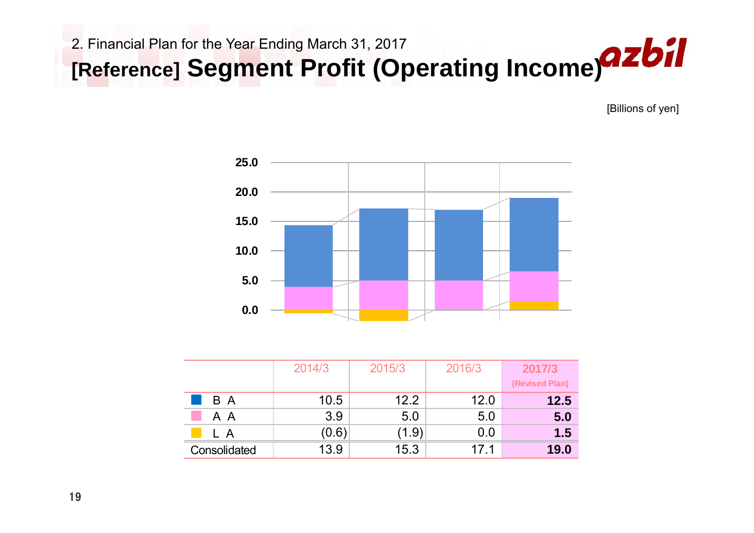2. Financial Plan for the Year Ending March 31, 2017

# [Reference] Segment Profit (Operating Income)

azbil

[Billions of yen]

25.0
20.0
15.0
10.0
5.0
0.0

| | 2014/3 | 2015/3 | 2016/3 | **2017/3** (Revised Plan) |
|---|---|---|---|---|
| B A | 10.5 | 12.2 | 12.0 | **12.5** |
| A A | 3.9 | 5.0 | 5.0 | **5.0** |
| L A | (0.6) | (1.9) | 0.0 | **1.5** |
| Consolidated | 13.9 | 15.3 | 17.1 | **19.0** |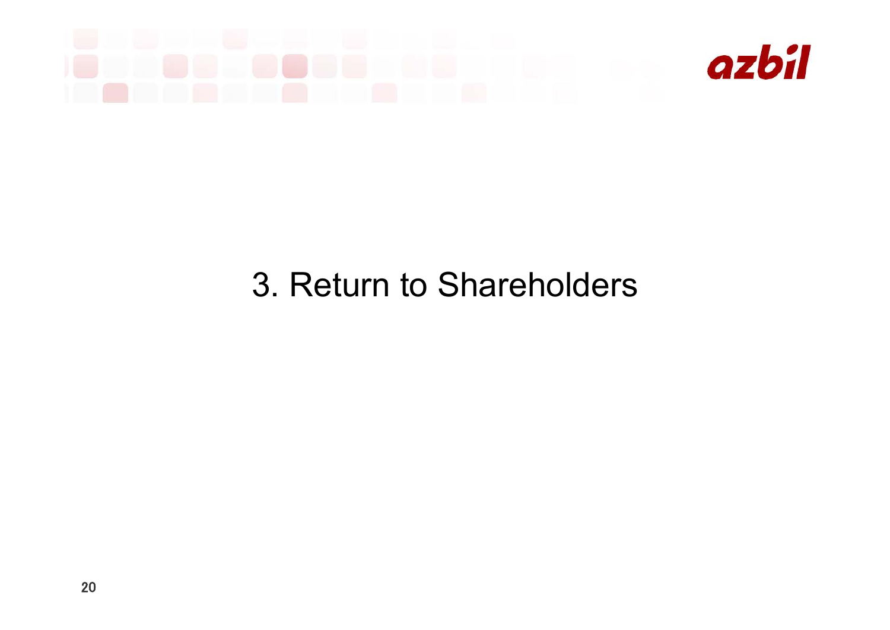# 3. Return to Shareholders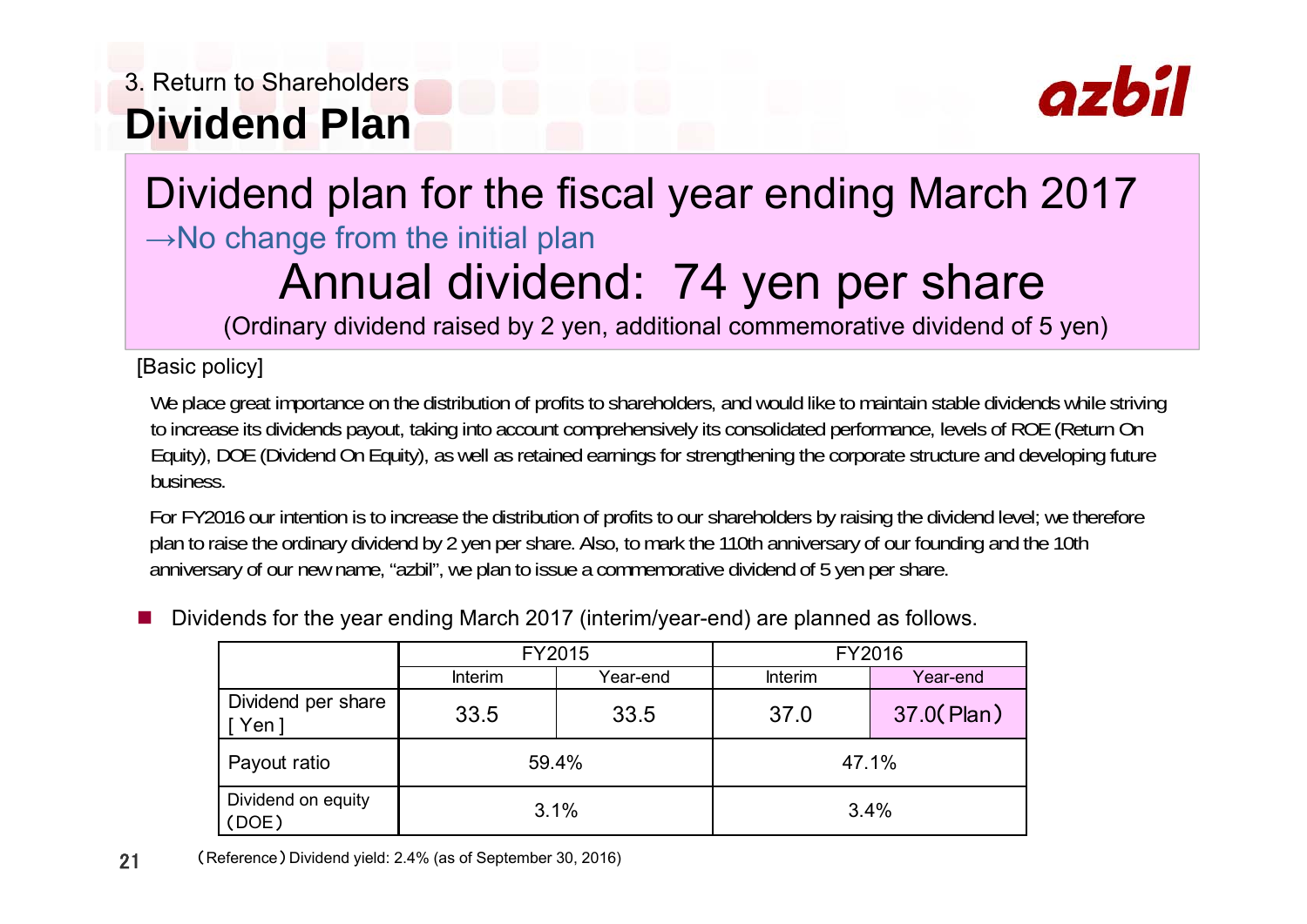3. Return to Shareholders

# Dividend Plan

## Dividend plan for the fiscal year ending March 2017

→No change from the initial plan

## Annual dividend: 74 yen per share

(Ordinary dividend raised by 2 yen, additional commemorative dividend of 5 yen)

[Basic policy]

We place great importance on the distribution of profits to shareholders, and would like to maintain stable dividends while striving to increase its dividends payout, taking into account comprehensively its consolidated performance, levels of ROE (Return On Equity), DOE (Dividend On Equity), as well as retained earnings for strengthening the corporate structure and developing future business.

For FY2016 our intention is to increase the distribution of profits to our shareholders by raising the dividend level; we therefore plan to raise the ordinary dividend by 2 yen per share. Also, to mark the 110th anniversary of our founding and the 10th anniversary of our new name, “azbil”, we plan to issue a commemorative dividend of 5 yen per share.

- Dividends for the year ending March 2017 (interim/year-end) are planned as follows.

| | FY2015 | | FY2016 | |
|---|---|---|---|---|
| | Interim | Year-end | Interim | Year-end |
| Dividend per share [ Yen ] | 33.5 | 33.5 | 37.0 | 37.0(Plan) |
| Payout ratio | 59.4% | | 47.1% | |
| Dividend on equity (DOE) | 3.1% | | 3.4% | |

(Reference) Dividend yield: 2.4% (as of September 30, 2016)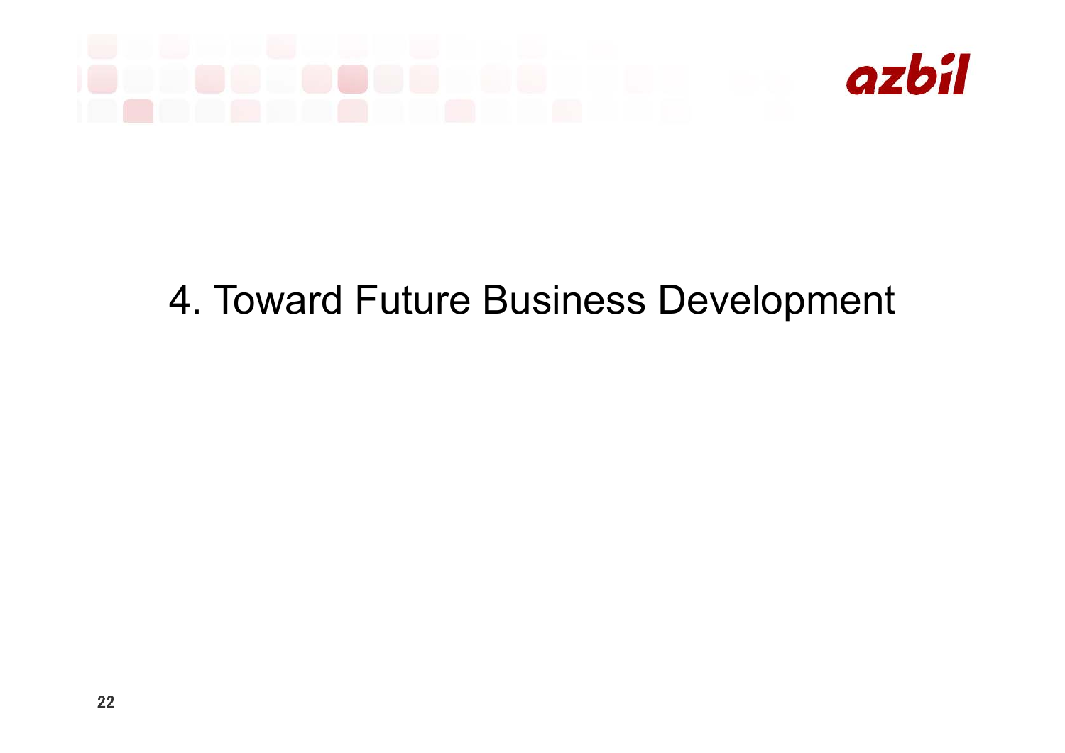# 4. Toward Future Business Development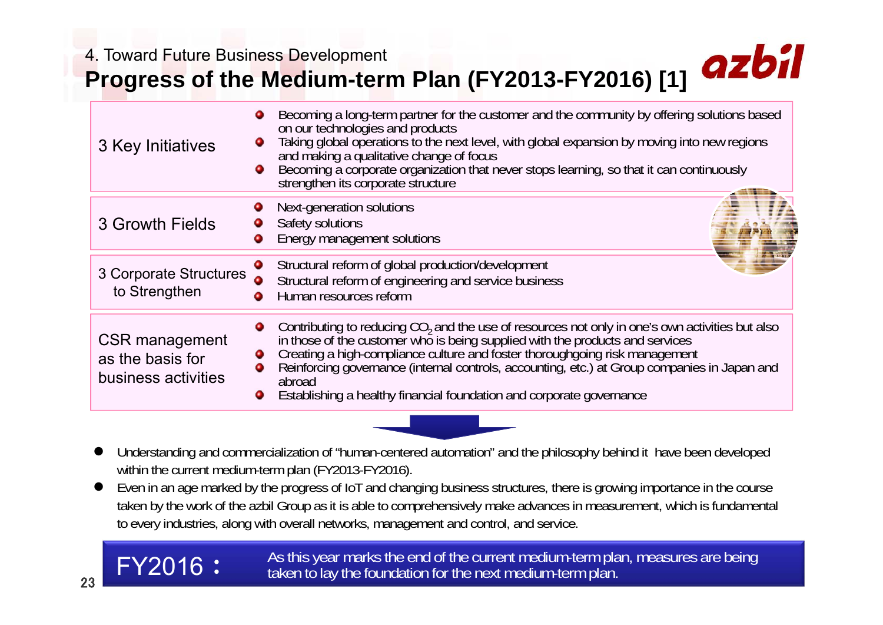4. Toward Future Business Development

# Progress of the Medium-term Plan (FY2013-FY2016) [1]

| | |
|---|---|
| 3 Key Initiatives | • Becoming a long-term partner for the customer and the community by offering solutions based on our technologies and products<br>• Taking global operations to the next level, with global expansion by moving into new regions and making a qualitative change of focus<br>• Becoming a corporate organization that never stops learning, so that it can continuously strengthen its corporate structure |
| 3 Growth Fields | • Next-generation solutions<br>• Safety solutions<br>• Energy management solutions |
| 3 Corporate Structures to Strengthen | • Structural reform of global production/development<br>• Structural reform of engineering and service business<br>• Human resources reform |
| CSR management as the basis for business activities | • Contributing to reducing $CO_2$ and the use of resources not only in one's own activities but also in those of the customer who is being supplied with the products and services<br>• Creating a high-compliance culture and foster thoroughgoing risk management<br>• Reinforcing governance (internal controls, accounting, etc.) at Group companies in Japan and abroad<br>• Establishing a healthy financial foundation and corporate governance |

- Understanding and commercialization of "human-centered automation" and the philosophy behind it have been developed within the current medium-term plan (FY2013-FY2016).
- Even in an age marked by the progress of IoT and changing business structures, there is growing importance in the course taken by the work of the azbil Group as it is able to comprehensively make advances in measurement, which is fundamental to every industries, along with overall networks, management and control, and service.

**FY2016：** As this year marks the end of the current medium-term plan, measures are being taken to lay the foundation for the next medium-term plan.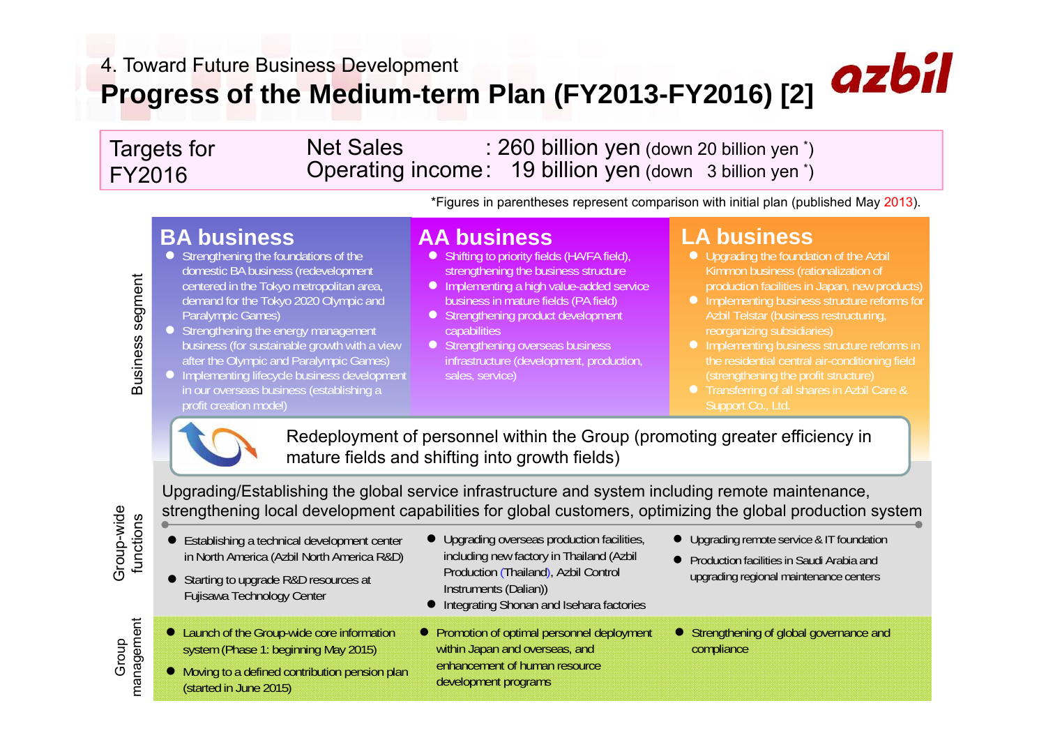4. Toward Future Business Development

# Progress of the Medium-term Plan (FY2013-FY2016) [2]

azbil

**Targets for FY2016**

Net Sales : 260 billion yen (down 20 billion yen *)
Operating income: 19 billion yen (down 3 billion yen *)

*Figures in parentheses represent comparison with initial plan (published May 2013).

## Business segment

### BA business

- Strengthening the foundations of the domestic BA business (redevelopment centered in the Tokyo metropolitan area, demand for the Tokyo 2020 Olympic and Paralympic Games)
- Strengthening the energy management business (for sustainable growth with a view after the Olympic and Paralympic Games)
- Implementing lifecycle business development in our overseas business (establishing a profit creation model)

### AA business

- Shifting to priority fields (HA/FA field), strengthening the business structure
- Implementing a high value-added service business in mature fields (PA field)
- Strengthening product development capabilities
- Strengthening overseas business infrastructure (development, production, sales, service)

### LA business

- Upgrading the foundation of the Azbil Kimmon business (rationalization of production facilities in Japan, new products)
- Implementing business structure reforms for Azbil Telstar (business restructuring, reorganizing subsidiaries)
- Implementing business structure reforms in the residential central air-conditioning field (strengthening the profit structure)
- Transferring of all shares in Azbil Care & Support Co., Ltd.

Redeployment of personnel within the Group (promoting greater efficiency in mature fields and shifting into growth fields)

## Group-wide functions

Upgrading/Establishing the global service infrastructure and system including remote maintenance, strengthening local development capabilities for global customers, optimizing the global production system

- Establishing a technical development center in North America (Azbil North America R&D)
- Starting to upgrade R&D resources at Fujisawa Technology Center
- Upgrading overseas production facilities, including new factory in Thailand (Azbil Production (Thailand), Azbil Control Instruments (Dalian))
- Integrating Shonan and Isehara factories
- Upgrading remote service & IT foundation
- Production facilities in Saudi Arabia and upgrading regional maintenance centers

## Group management

- Launch of the Group-wide core information system (Phase 1: beginning May 2015)
- Moving to a defined contribution pension plan (started in June 2015)
- Promotion of optimal personnel deployment within Japan and overseas, and enhancement of human resource development programs
- Strengthening of global governance and compliance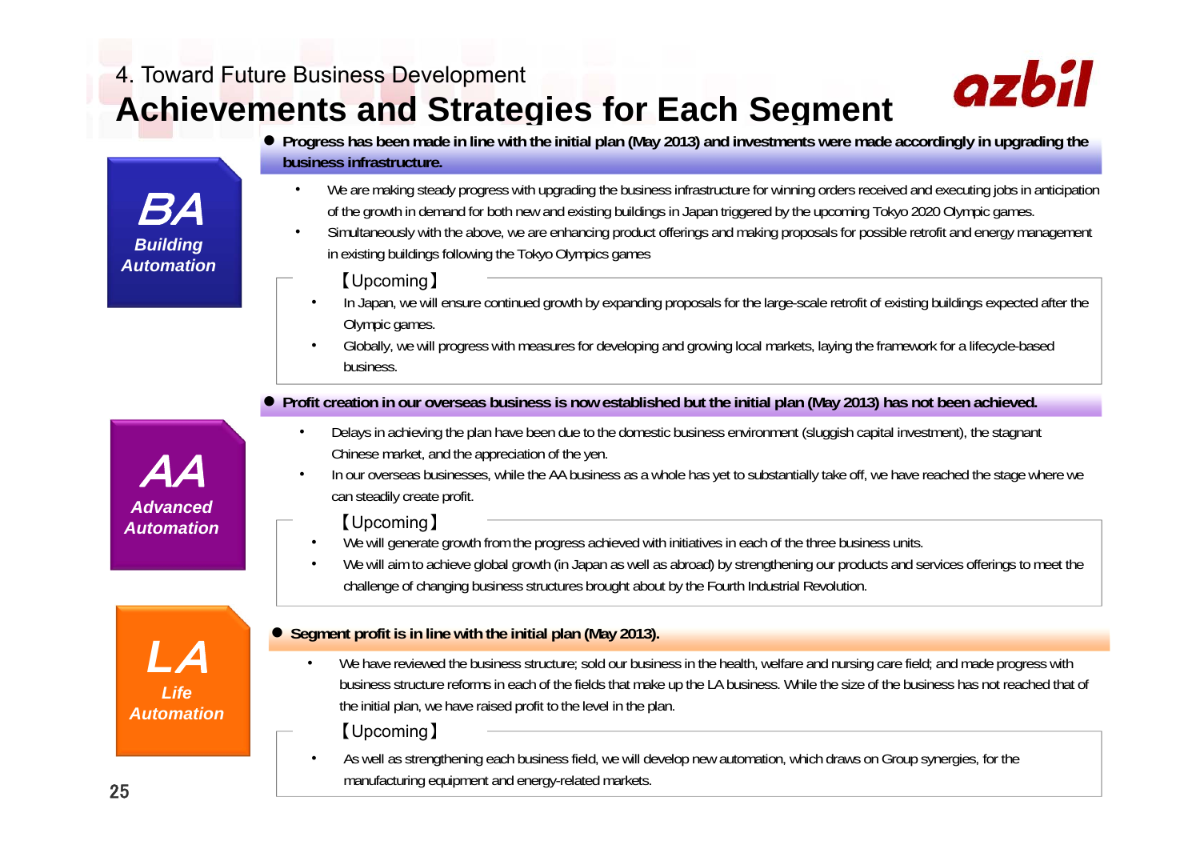4. Toward Future Business Development

# Achievements and Strategies for Each Segment

## BA Building Automation

- **Progress has been made in line with the initial plan (May 2013) and investments were made accordingly in upgrading the business infrastructure.**

  - We are making steady progress with upgrading the business infrastructure for winning orders received and executing jobs in anticipation of the growth in demand for both new and existing buildings in Japan triggered by the upcoming Tokyo 2020 Olympic games.
  - Simultaneously with the above, we are enhancing product offerings and making proposals for possible retrofit and energy management in existing buildings following the Tokyo Olympics games

【Upcoming】

- In Japan, we will ensure continued growth by expanding proposals for the large-scale retrofit of existing buildings expected after the Olympic games.
- Globally, we will progress with measures for developing and growing local markets, laying the framework for a lifecycle-based business.

## AA Advanced Automation

- **Profit creation in our overseas business is now established but the initial plan (May 2013) has not been achieved.**

  - Delays in achieving the plan have been due to the domestic business environment (sluggish capital investment), the stagnant Chinese market, and the appreciation of the yen.
  - In our overseas businesses, while the AA business as a whole has yet to substantially take off, we have reached the stage where we can steadily create profit.

【Upcoming】

- We will generate growth from the progress achieved with initiatives in each of the three business units.
- We will aim to achieve global growth (in Japan as well as abroad) by strengthening our products and services offerings to meet the challenge of changing business structures brought about by the Fourth Industrial Revolution.

## LA Life Automation

- **Segment profit is in line with the initial plan (May 2013).**

  - We have reviewed the business structure; sold our business in the health, welfare and nursing care field; and made progress with business structure reforms in each of the fields that make up the LA business. While the size of the business has not reached that of the initial plan, we have raised profit to the level in the plan.

【Upcoming】

- As well as strengthening each business field, we will develop new automation, which draws on Group synergies, for the manufacturing equipment and energy-related markets.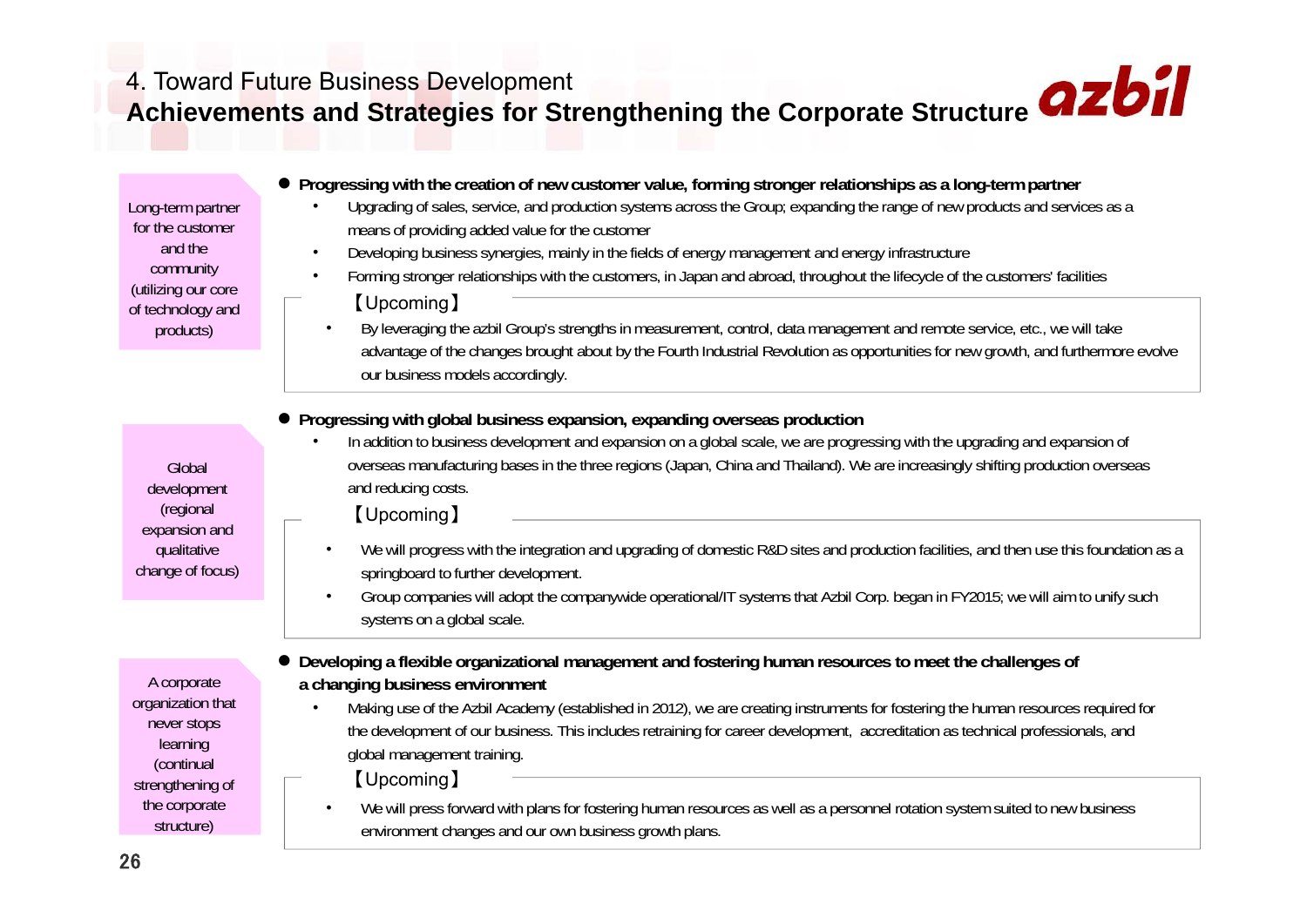# 4. Toward Future Business Development

## Achievements and Strategies for Strengthening the Corporate Structure

azbil

**Long-term partner for the customer and the community (utilizing our core of technology and products)**

- **Progressing with the creation of new customer value, forming stronger relationships as a long-term partner**
  - Upgrading of sales, service, and production systems across the Group; expanding the range of new products and services as a means of providing added value for the customer
  - Developing business synergies, mainly in the fields of energy management and energy infrastructure
  - Forming stronger relationships with the customers, in Japan and abroad, throughout the lifecycle of the customers' facilities

【Upcoming】

- By leveraging the azbil Group's strengths in measurement, control, data management and remote service, etc., we will take advantage of the changes brought about by the Fourth Industrial Revolution as opportunities for new growth, and furthermore evolve our business models accordingly.

**Global development (regional expansion and qualitative change of focus)**

- **Progressing with global business expansion, expanding overseas production**
  - In addition to business development and expansion on a global scale, we are progressing with the upgrading and expansion of overseas manufacturing bases in the three regions (Japan, China and Thailand). We are increasingly shifting production overseas and reducing costs.

【Upcoming】

- We will progress with the integration and upgrading of domestic R&D sites and production facilities, and then use this foundation as a springboard to further development.
- Group companies will adopt the companywide operational/IT systems that Azbil Corp. began in FY2015; we will aim to unify such systems on a global scale.

**A corporate organization that never stops learning (continual strengthening of the corporate structure)**

- **Developing a flexible organizational management and fostering human resources to meet the challenges of a changing business environment**
  - Making use of the Azbil Academy (established in 2012), we are creating instruments for fostering the human resources required for the development of our business. This includes retraining for career development, accreditation as technical professionals, and global management training.

【Upcoming】

- We will press forward with plans for fostering human resources as well as a personnel rotation system suited to new business environment changes and our own business growth plans.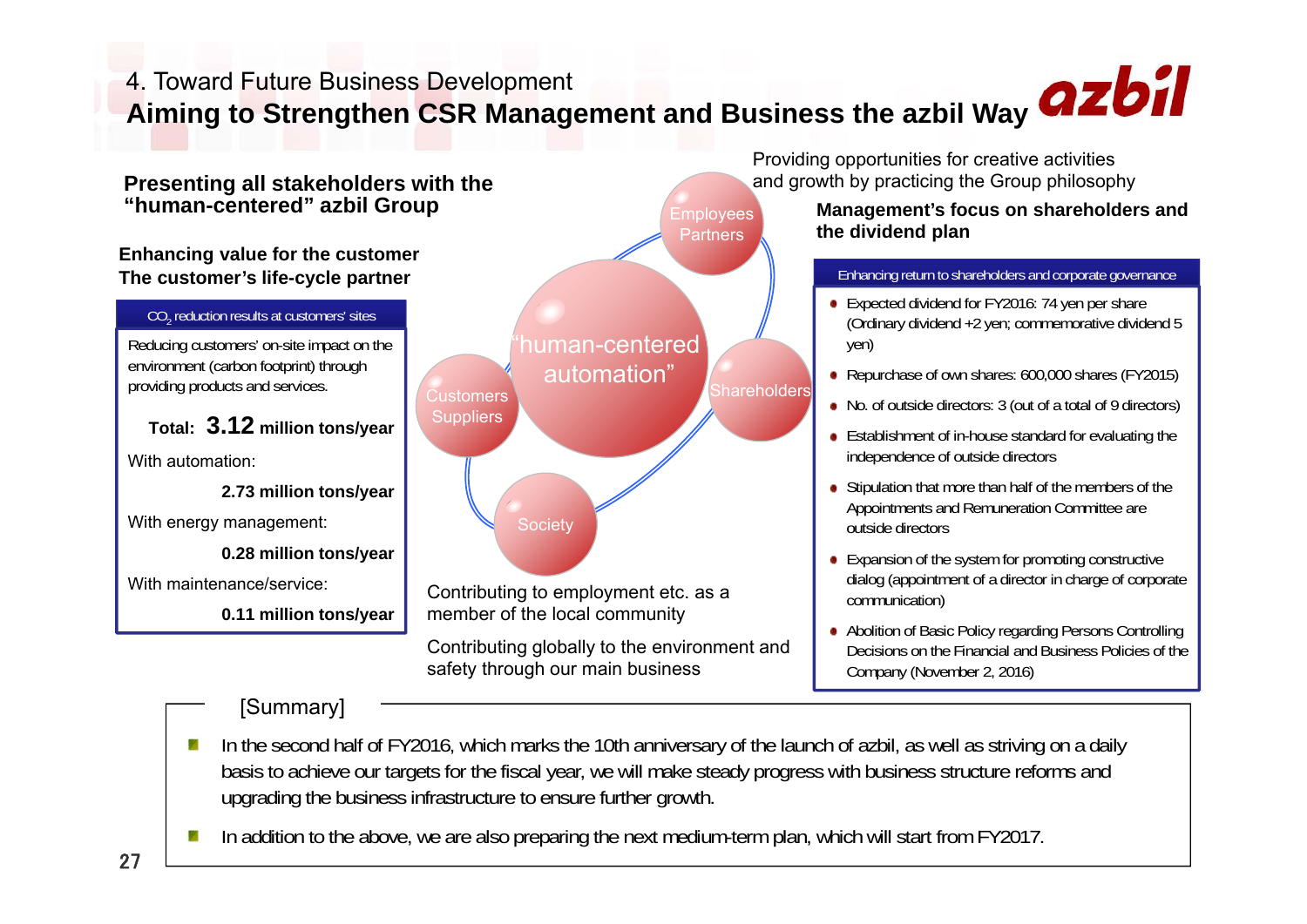4. Toward Future Business Development

# Aiming to Strengthen CSR Management and Business the azbil Way

azbil

## Presenting all stakeholders with the “human-centered” azbil Group

**Enhancing value for the customer**
**The customer’s life-cycle partner**

**$CO_2$ reduction results at customers’ sites**

Reducing customers’ on-site impact on the environment (carbon footprint) through providing products and services.

**Total: 3.12 million tons/year**

With automation:

**2.73 million tons/year**

With energy management:

**0.28 million tons/year**

With maintenance/service:

**0.11 million tons/year**

“human-centered automation”

Employees
Partners

Customers
Suppliers

Shareholders

Society

Providing opportunities for creative activities and growth by practicing the Group philosophy

Contributing to employment etc. as a member of the local community

Contributing globally to the environment and safety through our main business

**Management’s focus on shareholders and the dividend plan**

**Enhancing return to shareholders and corporate governance**

- Expected dividend for FY2016: 74 yen per share (Ordinary dividend +2 yen; commemorative dividend 5 yen)
- Repurchase of own shares: 600,000 shares (FY2015)
- No. of outside directors: 3 (out of a total of 9 directors)
- Establishment of in-house standard for evaluating the independence of outside directors
- Stipulation that more than half of the members of the Appointments and Remuneration Committee are outside directors
- Expansion of the system for promoting constructive dialog (appointment of a director in charge of corporate communication)
- Abolition of Basic Policy regarding Persons Controlling Decisions on the Financial and Business Policies of the Company (November 2, 2016)

[Summary]

- In the second half of FY2016, which marks the 10th anniversary of the launch of azbil, as well as striving on a daily basis to achieve our targets for the fiscal year, we will make steady progress with business structure reforms and upgrading the business infrastructure to ensure further growth.
- In addition to the above, we are also preparing the next medium-term plan, which will start from FY2017.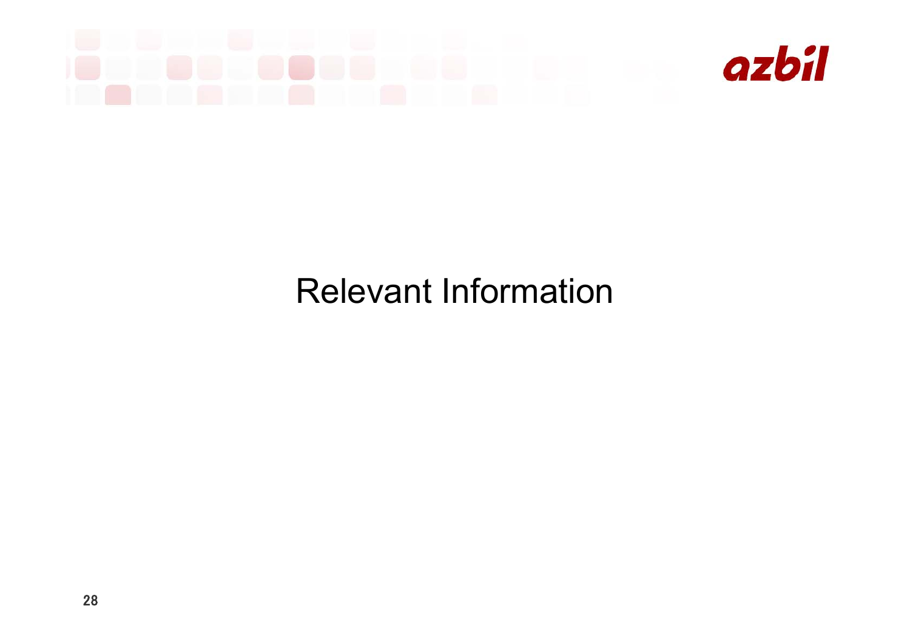# Relevant Information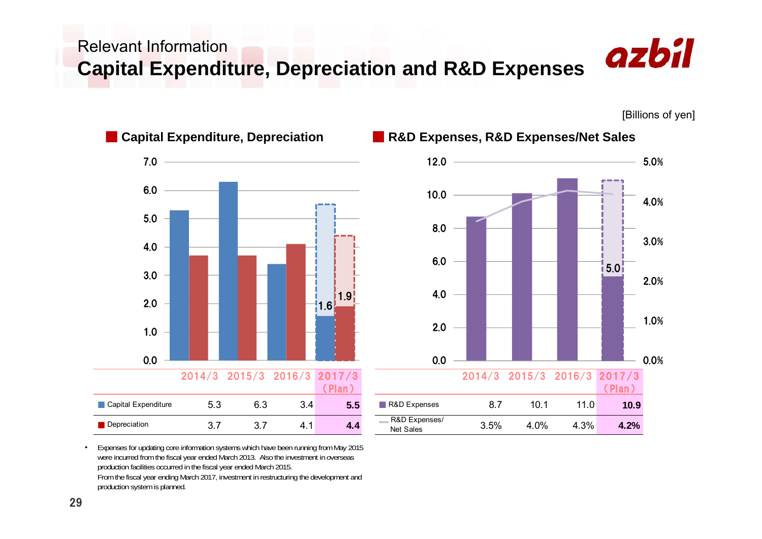Relevant Information

# Capital Expenditure, Depreciation and R&D Expenses

azbil

[Billions of yen]

## Capital Expenditure, Depreciation

7.0
6.0
5.0
4.0
3.0
2.0
1.0
0.0

1.6
1.9

| | 2014/3 | 2015/3 | 2016/3 | 2017/3 (Plan) |
|---|---|---|---|---|
| Capital Expenditure | 5.3 | 6.3 | 3.4 | **5.5** |
| Depreciation | 3.7 | 3.7 | 4.1 | **4.4** |

## R&D Expenses, R&D Expenses/Net Sales

12.0
10.0
8.0
6.0
4.0
2.0
0.0

5.0%
4.0%
3.0%
2.0%
1.0%
0.0%

5.0

| | 2014/3 | 2015/3 | 2016/3 | 2017/3 (Plan) |
|---|---|---|---|---|
| R&D Expenses | 8.7 | 10.1 | 11.0 | **10.9** |
| R&D Expenses/ Net Sales | 3.5% | 4.0% | 4.3% | **4.2%** |

- Expenses for updating core information systems which have been running from May 2015 were incurred from the fiscal year ended March 2013. Also the investment in overseas production facilities occurred in the fiscal year ended March 2015.
  From the fiscal year ending March 2017, investment in restructuring the development and production system is planned.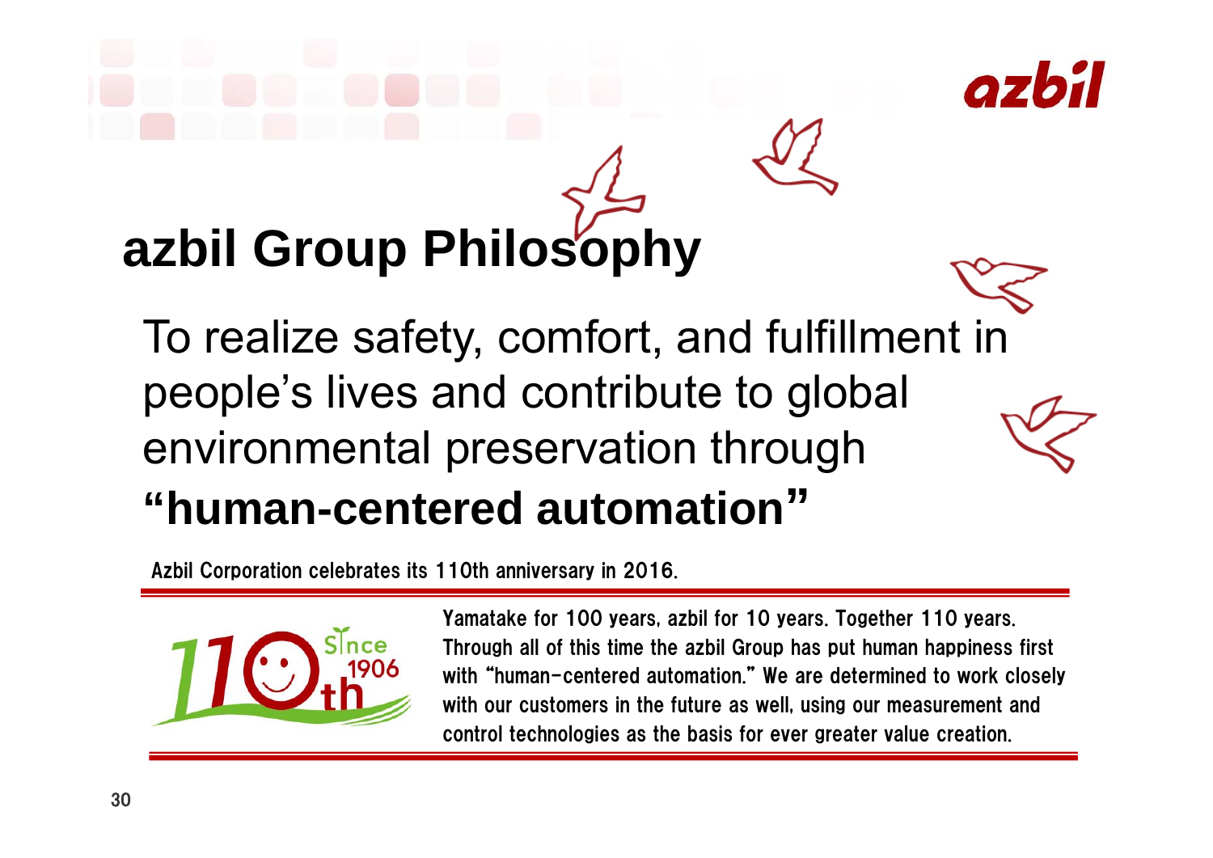# azbil Group Philosophy

To realize safety, comfort, and fulfillment in people's lives and contribute to global environmental preservation through **"human-centered automation"**

Azbil Corporation celebrates its 110th anniversary in 2016.

110th Since 1906

Yamatake for 100 years, azbil for 10 years. Together 110 years. Through all of this time the azbil Group has put human happiness first with "human-centered automation." We are determined to work closely with our customers in the future as well, using our measurement and control technologies as the basis for ever greater value creation.